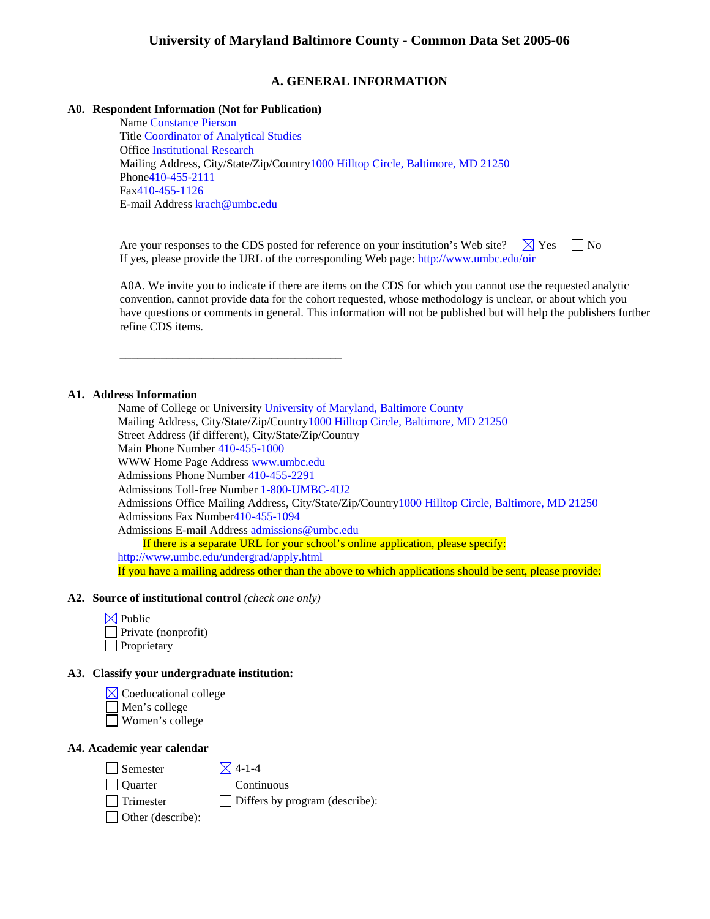# University of Maryland Baltimore County - Common Data Set 2005-06

## A. GENERAL INFORMATION

**A0. Respondent Information (Not for Publication)**

Name Constance Pierson
Title Coordinator of Analytical Studies
Office Institutional Research
Mailing Address, City/State/Zip/Country 1000 Hilltop Circle, Baltimore, MD 21250
Phone 410-455-2111
Fax 410-455-1126
E-mail Address krach@umbc.edu

Are your responses to the CDS posted for reference on your institution's Web site? ☒ Yes ☐ No
If yes, please provide the URL of the corresponding Web page: http://www.umbc.edu/oir

A0A. We invite you to indicate if there are items on the CDS for which you cannot use the requested analytic convention, cannot provide data for the cohort requested, whose methodology is unclear, or about which you have questions or comments in general. This information will not be published but will help the publishers further refine CDS items.

\_\_\_\_\_\_\_\_\_\_\_\_\_\_\_\_\_\_\_\_\_\_\_\_\_\_\_\_\_\_\_\_\_\_\_\_\_\_\_

**A1. Address Information**

Name of College or University University of Maryland, Baltimore County
Mailing Address, City/State/Zip/Country 1000 Hilltop Circle, Baltimore, MD 21250
Street Address (if different), City/State/Zip/Country
Main Phone Number 410-455-1000
WWW Home Page Address www.umbc.edu
Admissions Phone Number 410-455-2291
Admissions Toll-free Number 1-800-UMBC-4U2
Admissions Office Mailing Address, City/State/Zip/Country 1000 Hilltop Circle, Baltimore, MD 21250
Admissions Fax Number 410-455-1094
Admissions E-mail Address admissions@umbc.edu
If there is a separate URL for your school's online application, please specify:
http://www.umbc.edu/undergrad/apply.html
If you have a mailing address other than the above to which applications should be sent, please provide:

**A2. Source of institutional control** *(check one only)*

☒ Public
☐ Private (nonprofit)
☐ Proprietary

**A3. Classify your undergraduate institution:**

☒ Coeducational college
☐ Men's college
☐ Women's college

**A4. Academic year calendar**

☐ Semester
☐ Quarter
☐ Trimester
☐ Other (describe):
☒ 4-1-4
☐ Continuous
☐ Differs by program (describe):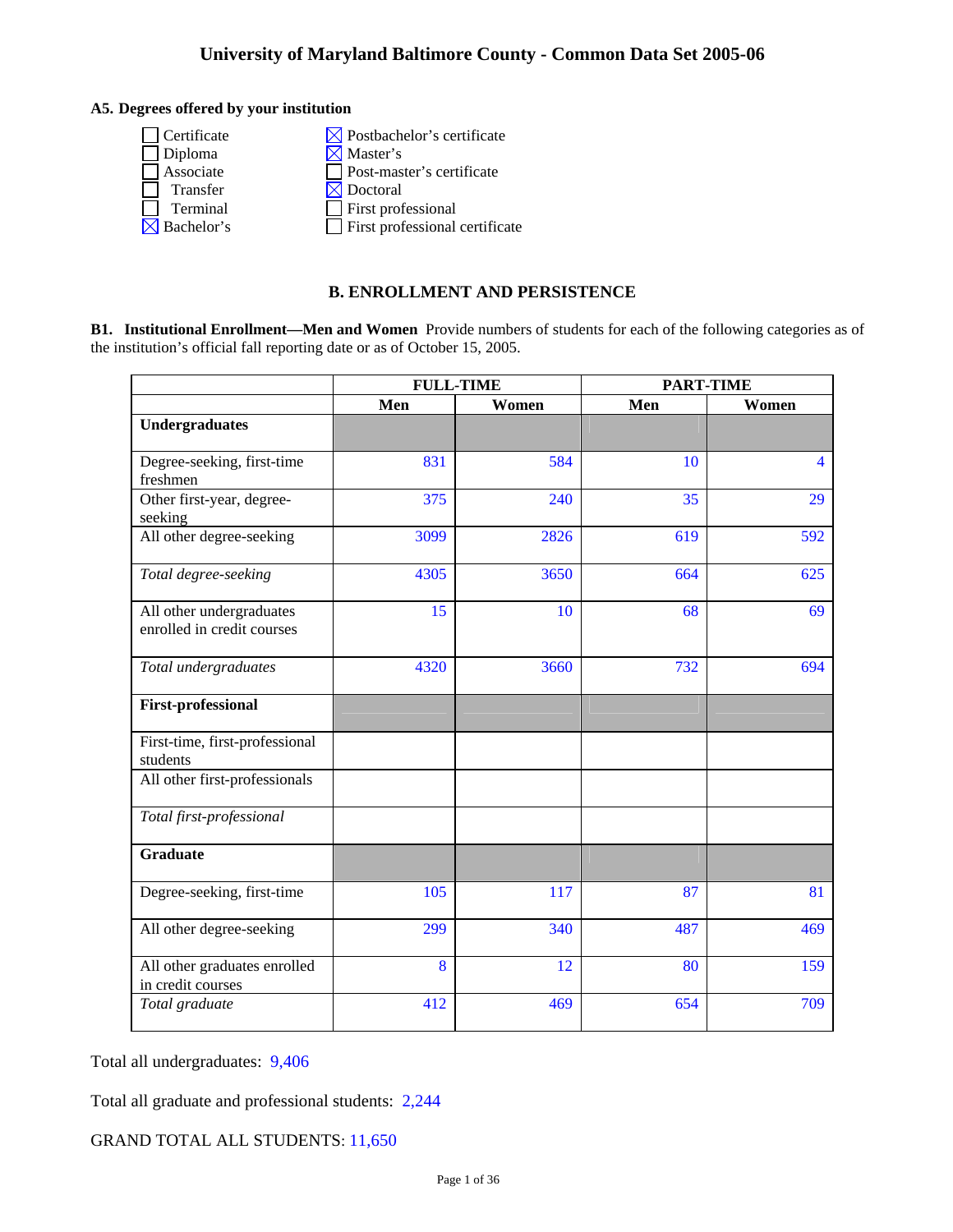# University of Maryland Baltimore County - Common Data Set 2005-06

**A5. Degrees offered by your institution**

- ☐ Certificate
- ☐ Diploma
- ☐ Associate
  - ☐ Transfer
  - ☐ Terminal
- ☒ Bachelor's
- ☒ Postbachelor's certificate
- ☒ Master's
- ☐ Post-master's certificate
- ☒ Doctoral
- ☐ First professional
- ☐ First professional certificate

## B. ENROLLMENT AND PERSISTENCE

**B1. Institutional Enrollment—Men and Women** Provide numbers of students for each of the following categories as of the institution's official fall reporting date or as of October 15, 2005.

| | FULL-TIME | | PART-TIME | |
|---|---|---|---|---|
| | Men | Women | Men | Women |
| **Undergraduates** | | | | |
| Degree-seeking, first-time freshmen | 831 | 584 | 10 | 4 |
| Other first-year, degree-seeking | 375 | 240 | 35 | 29 |
| All other degree-seeking | 3099 | 2826 | 619 | 592 |
| *Total degree-seeking* | 4305 | 3650 | 664 | 625 |
| All other undergraduates enrolled in credit courses | 15 | 10 | 68 | 69 |
| *Total undergraduates* | 4320 | 3660 | 732 | 694 |
| **First-professional** | | | | |
| First-time, first-professional students | | | | |
| All other first-professionals | | | | |
| *Total first-professional* | | | | |
| **Graduate** | | | | |
| Degree-seeking, first-time | 105 | 117 | 87 | 81 |
| All other degree-seeking | 299 | 340 | 487 | 469 |
| All other graduates enrolled in credit courses | 8 | 12 | 80 | 159 |
| *Total graduate* | 412 | 469 | 654 | 709 |

Total all undergraduates: 9,406

Total all graduate and professional students: 2,244

GRAND TOTAL ALL STUDENTS: 11,650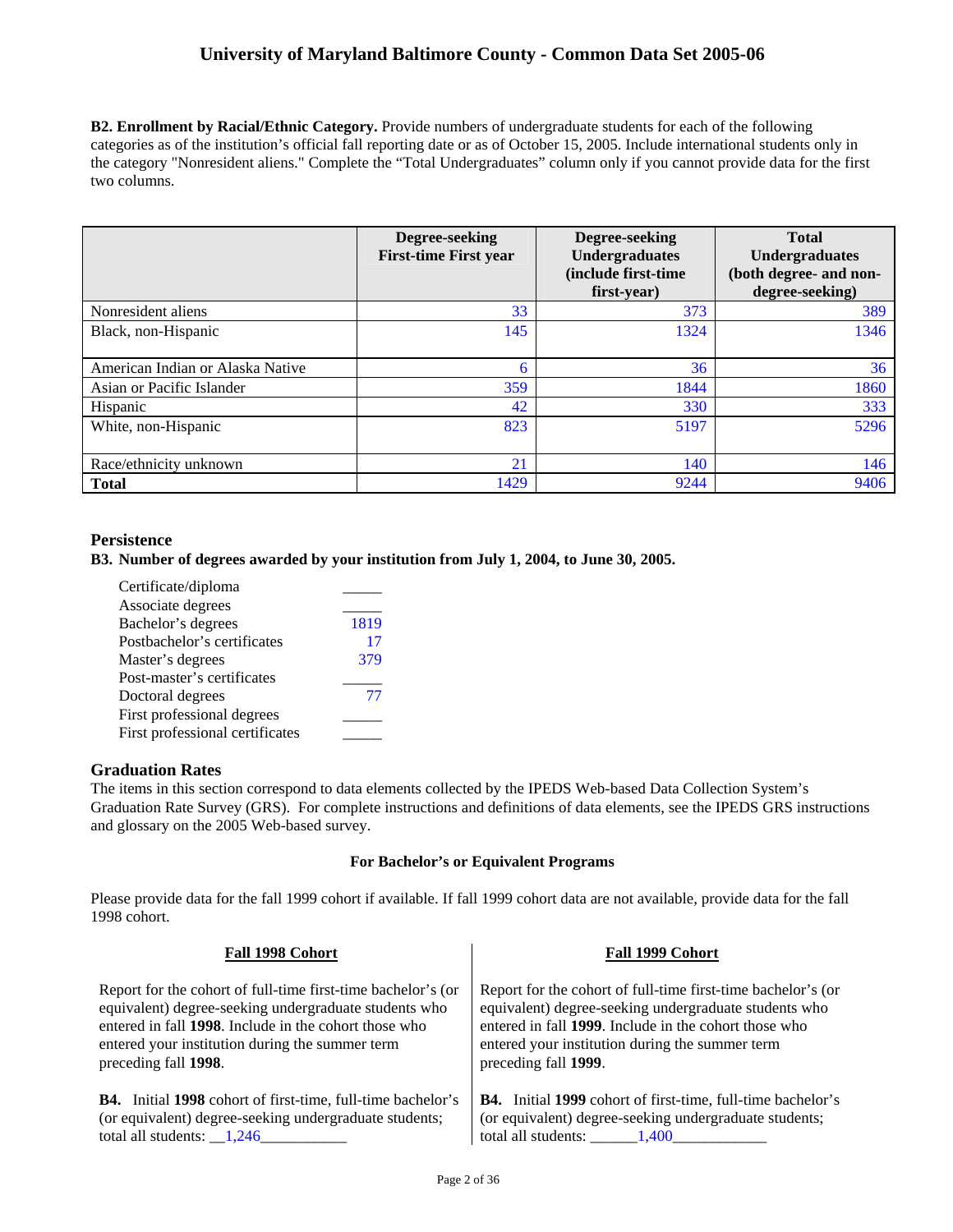**B2. Enrollment by Racial/Ethnic Category.** Provide numbers of undergraduate students for each of the following categories as of the institution's official fall reporting date or as of October 15, 2005. Include international students only in the category "Nonresident aliens." Complete the "Total Undergraduates" column only if you cannot provide data for the first two columns.

| | Degree-seeking First-time First year | Degree-seeking Undergraduates (include first-time first-year) | Total Undergraduates (both degree- and non-degree-seeking) |
|---|---|---|---|
| Nonresident aliens | 33 | 373 | 389 |
| Black, non-Hispanic | 145 | 1324 | 1346 |
| American Indian or Alaska Native | 6 | 36 | 36 |
| Asian or Pacific Islander | 359 | 1844 | 1860 |
| Hispanic | 42 | 330 | 333 |
| White, non-Hispanic | 823 | 5197 | 5296 |
| Race/ethnicity unknown | 21 | 140 | 146 |
| **Total** | 1429 | 9244 | 9406 |

## Persistence

**B3. Number of degrees awarded by your institution from July 1, 2004, to June 30, 2005.**

| | |
|---|---|
| Certificate/diploma | _____ |
| Associate degrees | _____ |
| Bachelor's degrees | 1819 |
| Postbachelor's certificates | 17 |
| Master's degrees | 379 |
| Post-master's certificates | _____ |
| Doctoral degrees | 77 |
| First professional degrees | _____ |
| First professional certificates | _____ |

## Graduation Rates

The items in this section correspond to data elements collected by the IPEDS Web-based Data Collection System's Graduation Rate Survey (GRS). For complete instructions and definitions of data elements, see the IPEDS GRS instructions and glossary on the 2005 Web-based survey.

**For Bachelor's or Equivalent Programs**

Please provide data for the fall 1999 cohort if available. If fall 1999 cohort data are not available, provide data for the fall 1998 cohort.

**Fall 1998 Cohort**

Report for the cohort of full-time first-time bachelor's (or equivalent) degree-seeking undergraduate students who entered in fall **1998**. Include in the cohort those who entered your institution during the summer term preceding fall **1998**.

**B4.** Initial **1998** cohort of first-time, full-time bachelor's (or equivalent) degree-seeking undergraduate students; total all students: __1,246___________

**Fall 1999 Cohort**

Report for the cohort of full-time first-time bachelor's (or equivalent) degree-seeking undergraduate students who entered in fall **1999**. Include in the cohort those who entered your institution during the summer term preceding fall **1999**.

**B4.** Initial **1999** cohort of first-time, full-time bachelor's (or equivalent) degree-seeking undergraduate students; total all students: ______1,400____________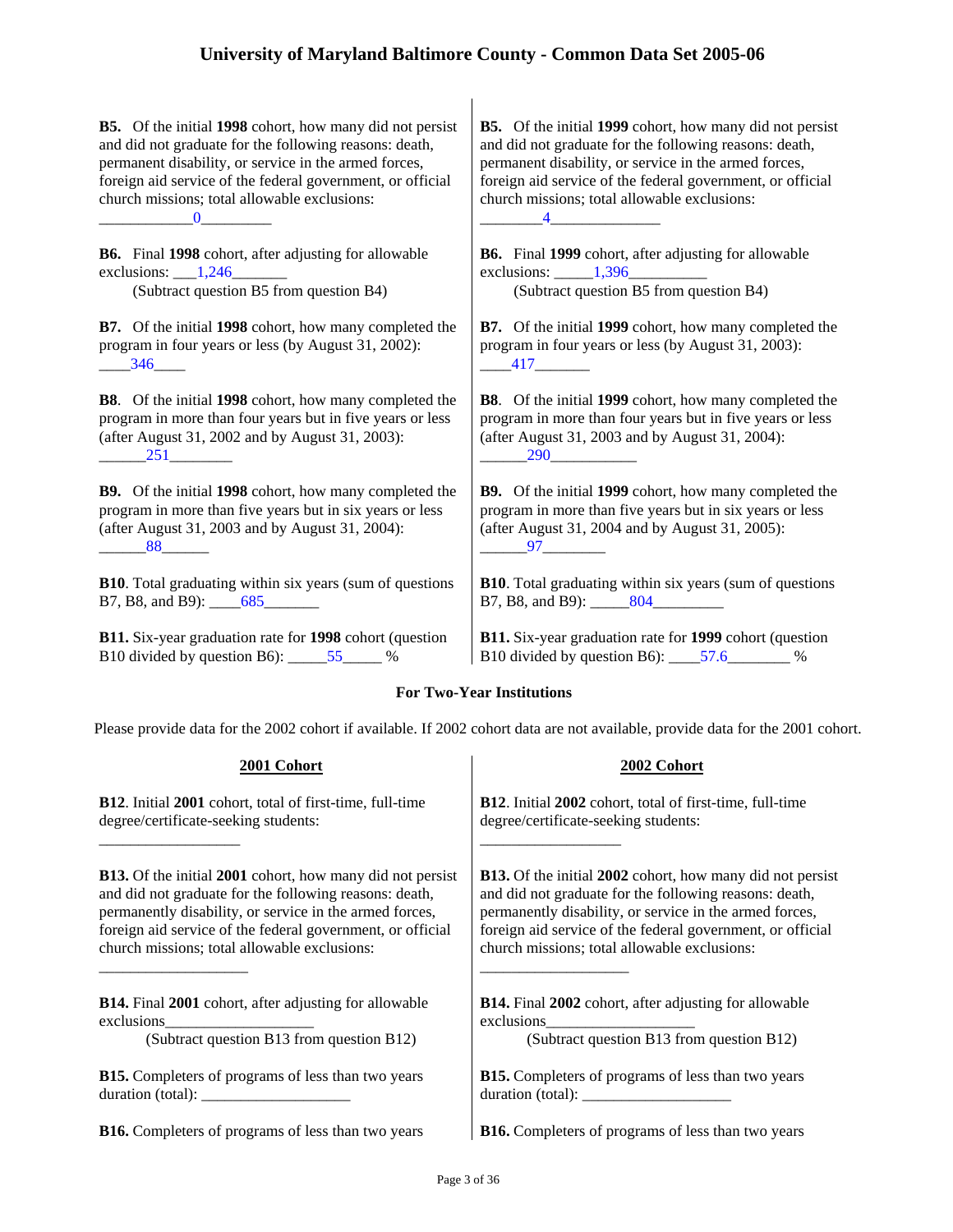**B5.** Of the initial **1998** cohort, how many did not persist and did not graduate for the following reasons: death, permanent disability, or service in the armed forces, foreign aid service of the federal government, or official church missions; total allowable exclusions: ____________0_________

**B6.** Final **1998** cohort, after adjusting for allowable exclusions: ___1,246_______
(Subtract question B5 from question B4)

**B7.** Of the initial **1998** cohort, how many completed the program in four years or less (by August 31, 2002): ____346____

**B8**. Of the initial **1998** cohort, how many completed the program in more than four years but in five years or less (after August 31, 2002 and by August 31, 2003): ______251________

**B9.** Of the initial **1998** cohort, how many completed the program in more than five years but in six years or less (after August 31, 2003 and by August 31, 2004): ______88______

**B10**. Total graduating within six years (sum of questions B7, B8, and B9): ____685_______

**B11.** Six-year graduation rate for **1998** cohort (question B10 divided by question B6): _____55_____ %

**B5.** Of the initial **1999** cohort, how many did not persist and did not graduate for the following reasons: death, permanent disability, or service in the armed forces, foreign aid service of the federal government, or official church missions; total allowable exclusions: ________4______________

**B6.** Final **1999** cohort, after adjusting for allowable exclusions: _____1,396__________
(Subtract question B5 from question B4)

**B7.** Of the initial **1999** cohort, how many completed the program in four years or less (by August 31, 2003): ____417_______

**B8**. Of the initial **1999** cohort, how many completed the program in more than four years but in five years or less (after August 31, 2003 and by August 31, 2004): ______290___________

**B9.** Of the initial **1999** cohort, how many completed the program in more than five years but in six years or less (after August 31, 2004 and by August 31, 2005): ______97________

**B10**. Total graduating within six years (sum of questions B7, B8, and B9): _____804_________

**B11.** Six-year graduation rate for **1999** cohort (question B10 divided by question B6): ____57.6________ %

## For Two-Year Institutions

Please provide data for the 2002 cohort if available. If 2002 cohort data are not available, provide data for the 2001 cohort.

### 2001 Cohort

**B12**. Initial **2001** cohort, total of first-time, full-time degree/certificate-seeking students:

__________________

**B13.** Of the initial **2001** cohort, how many did not persist and did not graduate for the following reasons: death, permanently disability, or service in the armed forces, foreign aid service of the federal government, or official church missions; total allowable exclusions:

___________________

**B14.** Final **2001** cohort, after adjusting for allowable exclusions___________________
(Subtract question B13 from question B12)

**B15.** Completers of programs of less than two years duration (total): ___________________

**B16.** Completers of programs of less than two years

### 2002 Cohort

**B12**. Initial **2002** cohort, total of first-time, full-time degree/certificate-seeking students:

__________________

**B13.** Of the initial **2002** cohort, how many did not persist and did not graduate for the following reasons: death, permanently disability, or service in the armed forces, foreign aid service of the federal government, or official church missions; total allowable exclusions:

___________________

**B14.** Final **2002** cohort, after adjusting for allowable exclusions___________________
(Subtract question B13 from question B12)

**B15.** Completers of programs of less than two years duration (total): ___________________

**B16.** Completers of programs of less than two years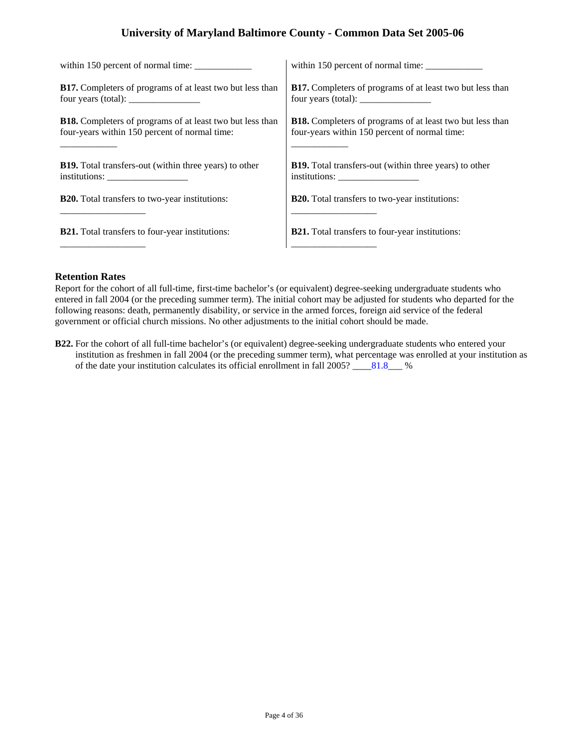| | |
|---|---|
| within 150 percent of normal time: ____________ | within 150 percent of normal time: ____________ |
| **B17.** Completers of programs of at least two but less than four years (total): _______________ | **B17.** Completers of programs of at least two but less than four years (total): _______________ |
| **B18.** Completers of programs of at least two but less than four-years within 150 percent of normal time: ____________ | **B18.** Completers of programs of at least two but less than four-years within 150 percent of normal time: ____________ |
| **B19.** Total transfers-out (within three years) to other institutions: _________________ | **B19.** Total transfers-out (within three years) to other institutions: _________________ |
| **B20.** Total transfers to two-year institutions: __________________ | **B20.** Total transfers to two-year institutions: __________________ |
| **B21.** Total transfers to four-year institutions: __________________ | **B21.** Total transfers to four-year institutions: __________________ |

### Retention Rates

Report for the cohort of all full-time, first-time bachelor's (or equivalent) degree-seeking undergraduate students who entered in fall 2004 (or the preceding summer term). The initial cohort may be adjusted for students who departed for the following reasons: death, permanently disability, or service in the armed forces, foreign aid service of the federal government or official church missions. No other adjustments to the initial cohort should be made.

**B22.** For the cohort of all full-time bachelor's (or equivalent) degree-seeking undergraduate students who entered your institution as freshmen in fall 2004 (or the preceding summer term), what percentage was enrolled at your institution as of the date your institution calculates its official enrollment in fall 2005? ____81.8___ %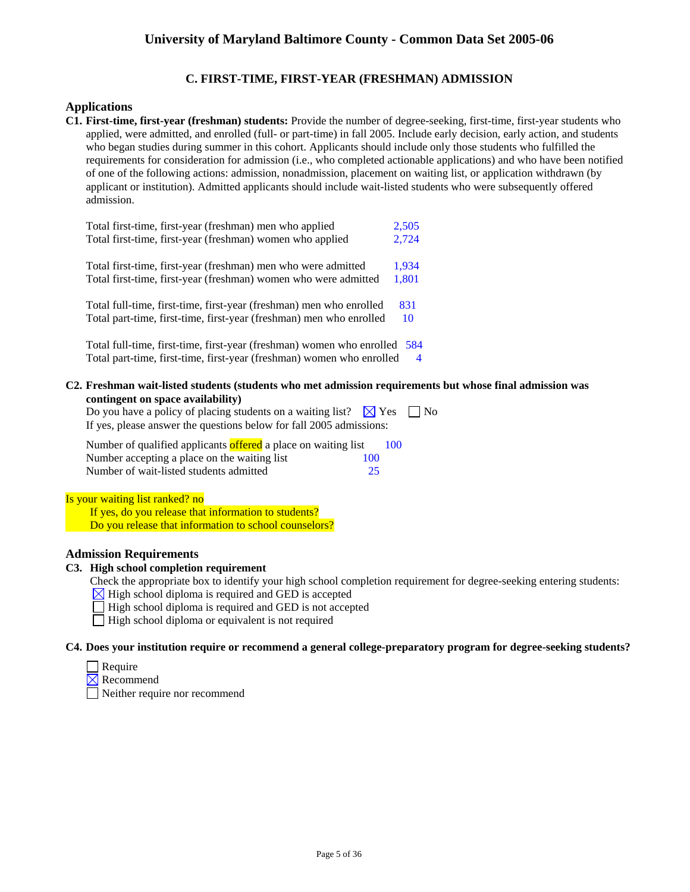# University of Maryland Baltimore County - Common Data Set 2005-06

## C. FIRST-TIME, FIRST-YEAR (FRESHMAN) ADMISSION

### Applications

**C1. First-time, first-year (freshman) students:** Provide the number of degree-seeking, first-time, first-year students who applied, were admitted, and enrolled (full- or part-time) in fall 2005. Include early decision, early action, and students who began studies during summer in this cohort. Applicants should include only those students who fulfilled the requirements for consideration for admission (i.e., who completed actionable applications) and who have been notified of one of the following actions: admission, nonadmission, placement on waiting list, or application withdrawn (by applicant or institution). Admitted applicants should include wait-listed students who were subsequently offered admission.

| | |
|---|---|
| Total first-time, first-year (freshman) men who applied | 2,505 |
| Total first-time, first-year (freshman) women who applied | 2,724 |
| Total first-time, first-year (freshman) men who were admitted | 1,934 |
| Total first-time, first-year (freshman) women who were admitted | 1,801 |
| Total full-time, first-time, first-year (freshman) men who enrolled | 831 |
| Total part-time, first-time, first-year (freshman) men who enrolled | 10 |
| Total full-time, first-time, first-year (freshman) women who enrolled | 584 |
| Total part-time, first-time, first-year (freshman) women who enrolled | 4 |

**C2. Freshman wait-listed students (students who met admission requirements but whose final admission was contingent on space availability)**

Do you have a policy of placing students on a waiting list? ☒ Yes ☐ No

If yes, please answer the questions below for fall 2005 admissions:

| | |
|---|---|
| Number of qualified applicants offered a place on waiting list | 100 |
| Number accepting a place on the waiting list | 100 |
| Number of wait-listed students admitted | 25 |

Is your waiting list ranked? no

If yes, do you release that information to students?

Do you release that information to school counselors?

### Admission Requirements

**C3. High school completion requirement**

Check the appropriate box to identify your high school completion requirement for degree-seeking entering students:

☒ High school diploma is required and GED is accepted
☐ High school diploma is required and GED is not accepted
☐ High school diploma or equivalent is not required

**C4. Does your institution require or recommend a general college-preparatory program for degree-seeking students?**

☐ Require
☒ Recommend
☐ Neither require nor recommend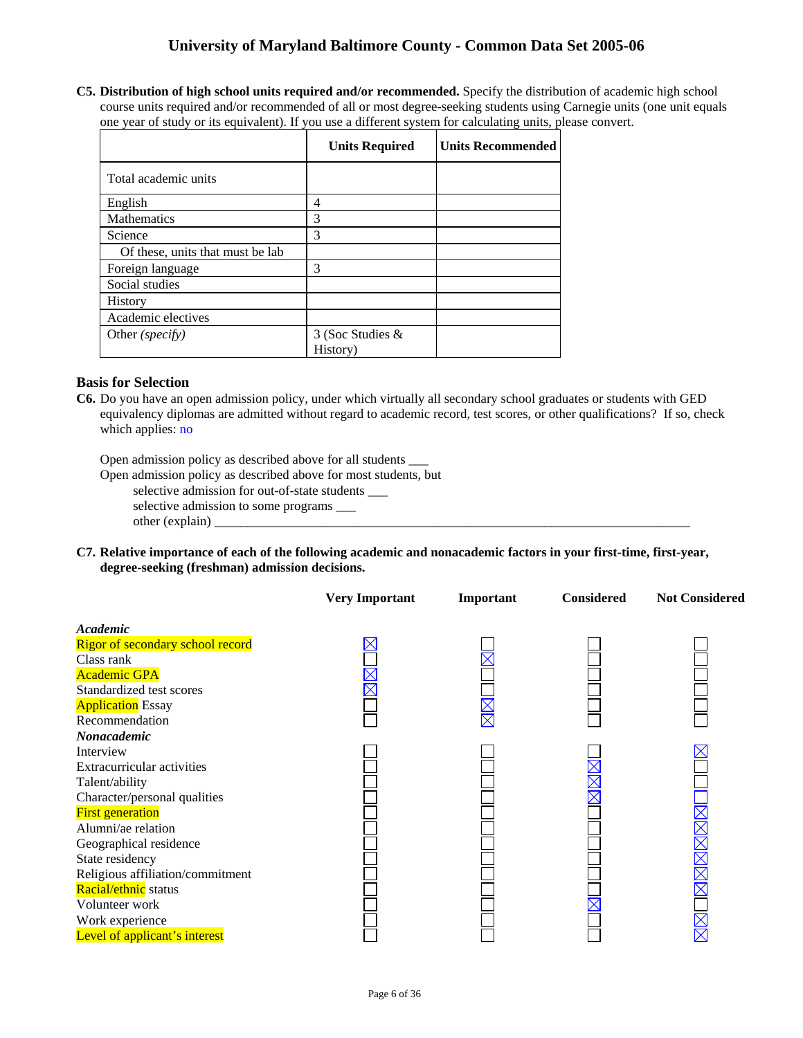**C5. Distribution of high school units required and/or recommended.** Specify the distribution of academic high school course units required and/or recommended of all or most degree-seeking students using Carnegie units (one unit equals one year of study or its equivalent). If you use a different system for calculating units, please convert.

| | Units Required | Units Recommended |
|---|---|---|
| Total academic units | | |
| English | 4 | |
| Mathematics | 3 | |
| Science | 3 | |
| Of these, units that must be lab | | |
| Foreign language | 3 | |
| Social studies | | |
| History | | |
| Academic electives | | |
| Other *(specify)* | 3 (Soc Studies & History) | |

### Basis for Selection

**C6.** Do you have an open admission policy, under which virtually all secondary school graduates or students with GED equivalency diplomas are admitted without regard to academic record, test scores, or other qualifications? If so, check which applies: no

Open admission policy as described above for all students ___
Open admission policy as described above for most students, but
selective admission for out-of-state students ___
selective admission to some programs ___
other (explain) ___

**C7. Relative importance of each of the following academic and nonacademic factors in your first-time, first-year, degree-seeking (freshman) admission decisions.**

| | Very Important | Important | Considered | Not Considered |
|---|---|---|---|---|
| ***Academic*** | | | | |
| Rigor of secondary school record | X | | | |
| Class rank | | X | | |
| Academic GPA | X | | | |
| Standardized test scores | X | | | |
| Application Essay | | X | | |
| Recommendation | | X | | |
| ***Nonacademic*** | | | | |
| Interview | | | | X |
| Extracurricular activities | | | X | |
| Talent/ability | | | X | |
| Character/personal qualities | | | X | |
| First generation | | | | X |
| Alumni/ae relation | | | | X |
| Geographical residence | | | | X |
| State residency | | | | X |
| Religious affiliation/commitment | | | | X |
| Racial/ethnic status | | | | X |
| Volunteer work | | | X | |
| Work experience | | | | X |
| Level of applicant's interest | | | | X |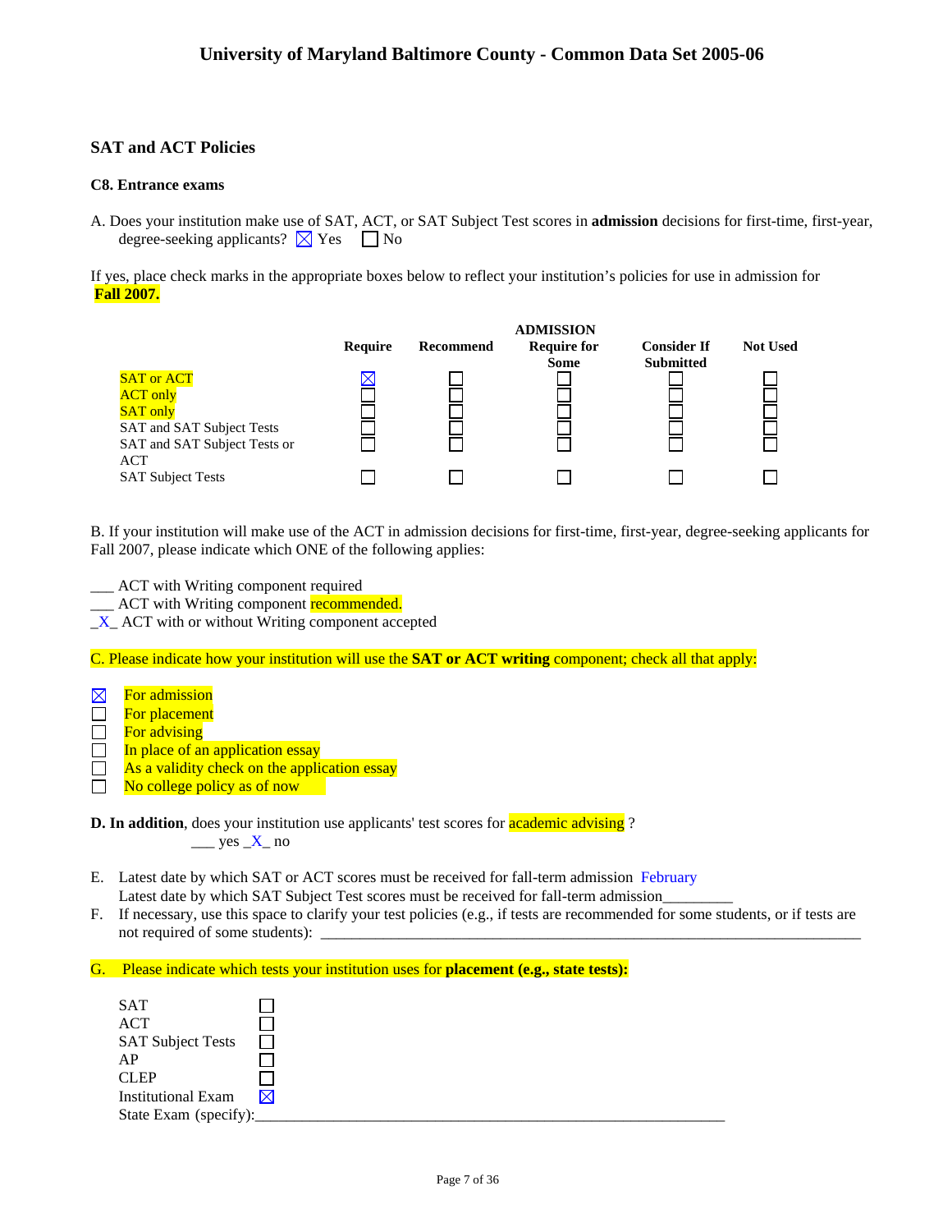# University of Maryland Baltimore County - Common Data Set 2005-06

## SAT and ACT Policies

### C8. Entrance exams

A. Does your institution make use of SAT, ACT, or SAT Subject Test scores in **admission** decisions for first-time, first-year, degree-seeking applicants? ☒ Yes ☐ No

If yes, place check marks in the appropriate boxes below to reflect your institution's policies for use in admission for **Fall 2007.**

| | ADMISSION | | | | |
|---|---|---|---|---|---|
| | Require | Recommend | Require for Some | Consider If Submitted | Not Used |
| SAT or ACT | ☒ | ☐ | ☐ | ☐ | ☐ |
| ACT only | ☐ | ☐ | ☐ | ☐ | ☐ |
| SAT only | ☐ | ☐ | ☐ | ☐ | ☐ |
| SAT and SAT Subject Tests | ☐ | ☐ | ☐ | ☐ | ☐ |
| SAT and SAT Subject Tests or ACT | ☐ | ☐ | ☐ | ☐ | ☐ |
| SAT Subject Tests | ☐ | ☐ | ☐ | ☐ | ☐ |

B. If your institution will make use of the ACT in admission decisions for first-time, first-year, degree-seeking applicants for Fall 2007, please indicate which ONE of the following applies:

___ ACT with Writing component required
___ ACT with Writing component recommended.
_X_ ACT with or without Writing component accepted

C. Please indicate how your institution will use the **SAT or ACT writing** component; check all that apply:

☒ For admission
☐ For placement
☐ For advising
☐ In place of an application essay
☐ As a validity check on the application essay
☐ No college policy as of now

**D. In addition**, does your institution use applicants' test scores for academic advising ?
___ yes _X_ no

E. Latest date by which SAT or ACT scores must be received for fall-term admission February
Latest date by which SAT Subject Test scores must be received for fall-term admission_________

F. If necessary, use this space to clarify your test policies (e.g., if tests are recommended for some students, or if tests are not required of some students): ______________________________

G. Please indicate which tests your institution uses for **placement (e.g., state tests):**

SAT ☐
ACT ☐
SAT Subject Tests ☐
AP ☐
CLEP ☐
Institutional Exam ☒
State Exam (specify):______________________________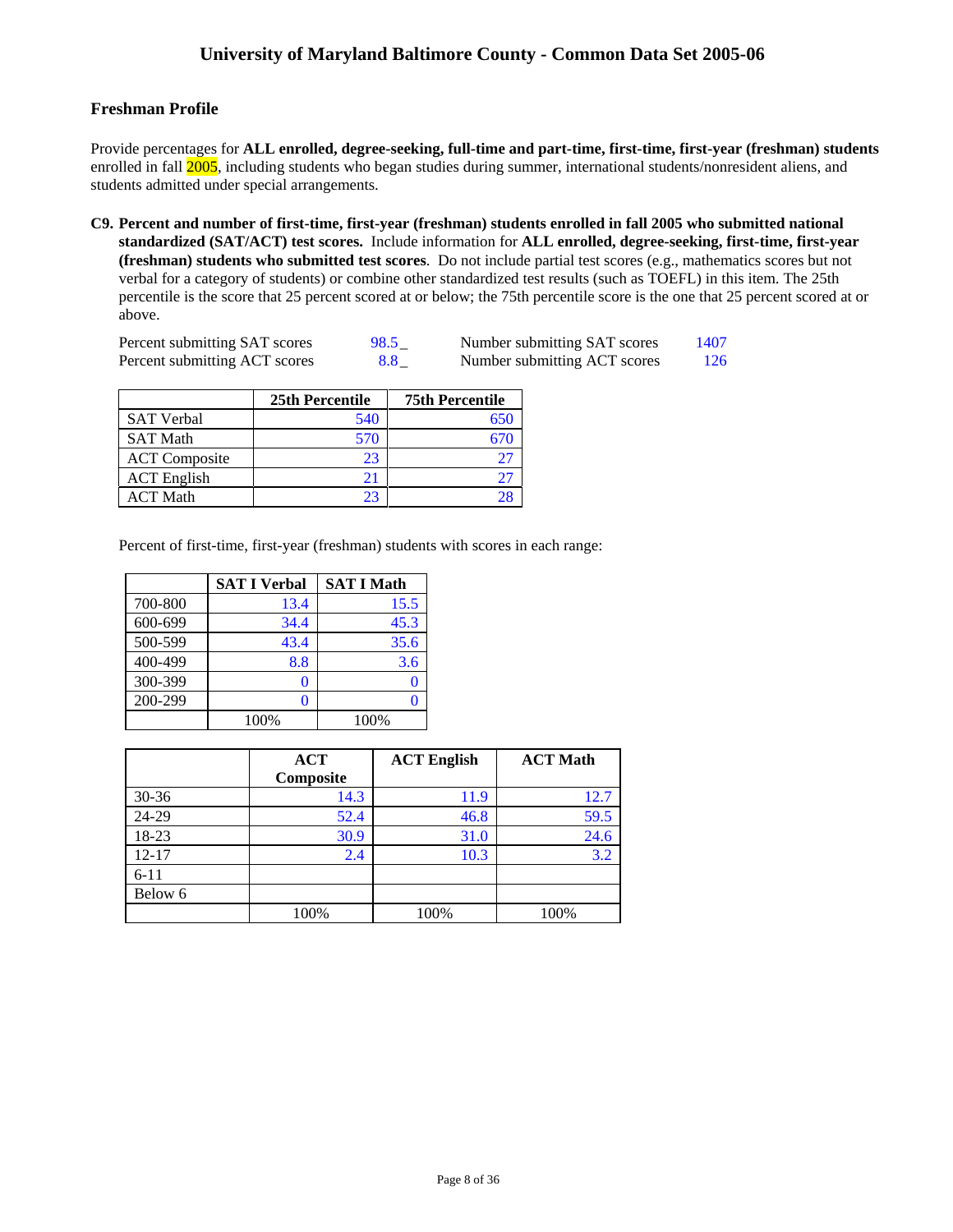## Freshman Profile

Provide percentages for **ALL enrolled, degree-seeking, full-time and part-time, first-time, first-year (freshman) students** enrolled in fall 2005, including students who began studies during summer, international students/nonresident aliens, and students admitted under special arrangements.

**C9. Percent and number of first-time, first-year (freshman) students enrolled in fall 2005 who submitted national standardized (SAT/ACT) test scores.** Include information for **ALL enrolled, degree-seeking, first-time, first-year (freshman) students who submitted test scores**. Do not include partial test scores (e.g., mathematics scores but not verbal for a category of students) or combine other standardized test results (such as TOEFL) in this item. The 25th percentile is the score that 25 percent scored at or below; the 75th percentile score is the one that 25 percent scored at or above.

| | | | |
|---|---|---|---|
| Percent submitting SAT scores | 98.5_ | Number submitting SAT scores | 1407 |
| Percent submitting ACT scores | 8.8_ | Number submitting ACT scores | 126 |

| | 25th Percentile | 75th Percentile |
|---|---|---|
| SAT Verbal | 540 | 650 |
| SAT Math | 570 | 670 |
| ACT Composite | 23 | 27 |
| ACT English | 21 | 27 |
| ACT Math | 23 | 28 |

Percent of first-time, first-year (freshman) students with scores in each range:

| | SAT I Verbal | SAT I Math |
|---|---|---|
| 700-800 | 13.4 | 15.5 |
| 600-699 | 34.4 | 45.3 |
| 500-599 | 43.4 | 35.6 |
| 400-499 | 8.8 | 3.6 |
| 300-399 | 0 | 0 |
| 200-299 | 0 | 0 |
| | 100% | 100% |

| | ACT Composite | ACT English | ACT Math |
|---|---|---|---|
| 30-36 | 14.3 | 11.9 | 12.7 |
| 24-29 | 52.4 | 46.8 | 59.5 |
| 18-23 | 30.9 | 31.0 | 24.6 |
| 12-17 | 2.4 | 10.3 | 3.2 |
| 6-11 | | | |
| Below 6 | | | |
| | 100% | 100% | 100% |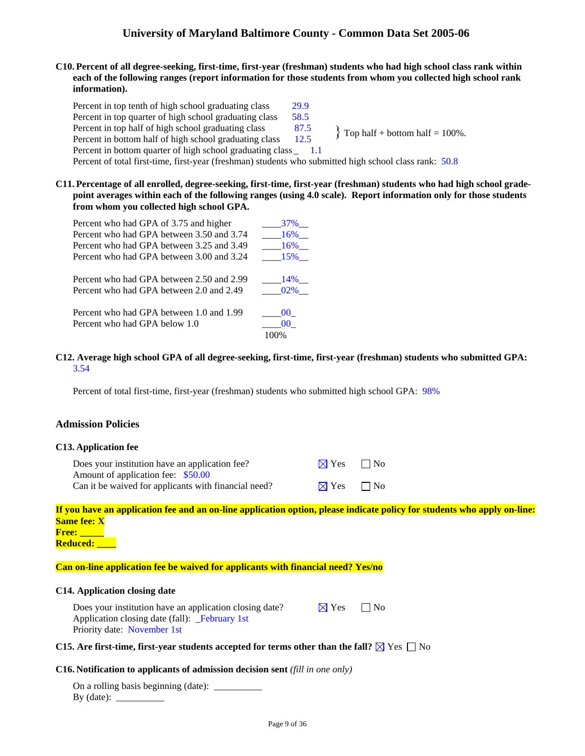### C10. Percent of all degree-seeking, first-time, first-year (freshman) students who had high school class rank within each of the following ranges (report information for those students from whom you collected high school rank information).

| | |
|---|---|
| Percent in top tenth of high school graduating class | 29.9 |
| Percent in top quarter of high school graduating class | 58.5 |
| Percent in top half of high school graduating class | 87.5 |
| Percent in bottom half of high school graduating class | 12.5 |
| Percent in bottom quarter of high school graduating class | 1.1 |

} Top half + bottom half = 100%.

Percent of total first-time, first-year (freshman) students who submitted high school class rank: 50.8

### C11. Percentage of all enrolled, degree-seeking, first-time, first-year (freshman) students who had high school grade-point averages within each of the following ranges (using 4.0 scale). Report information only for those students from whom you collected high school GPA.

| | |
|---|---|
| Percent who had GPA of 3.75 and higher | 37% |
| Percent who had GPA between 3.50 and 3.74 | 16% |
| Percent who had GPA between 3.25 and 3.49 | 16% |
| Percent who had GPA between 3.00 and 3.24 | 15% |
| Percent who had GPA between 2.50 and 2.99 | 14% |
| Percent who had GPA between 2.0 and 2.49 | 02% |
| Percent who had GPA between 1.0 and 1.99 | 00 |
| Percent who had GPA below 1.0 | 00 |
| | 100% |

### C12. Average high school GPA of all degree-seeking, first-time, first-year (freshman) students who submitted GPA: 3.54

Percent of total first-time, first-year (freshman) students who submitted high school GPA: 98%

## Admission Policies

### C13. Application fee

Does your institution have an application fee? ☒ Yes ☐ No

Amount of application fee: $50.00

Can it be waived for applicants with financial need? ☒ Yes ☐ No

**If you have an application fee and an on-line application option, please indicate policy for students who apply on-line:**

**Same fee:** X

**Free:** _____

**Reduced:** ____

**Can on-line application fee be waived for applicants with financial need? Yes/no**

### C14. Application closing date

Does your institution have an application closing date? ☒ Yes ☐ No

Application closing date (fall): February 1st

Priority date: November 1st

### C15. Are first-time, first-year students accepted for terms other than the fall? ☒ Yes ☐ No

### C16. Notification to applicants of admission decision sent *(fill in one only)*

On a rolling basis beginning (date): __________

By (date): __________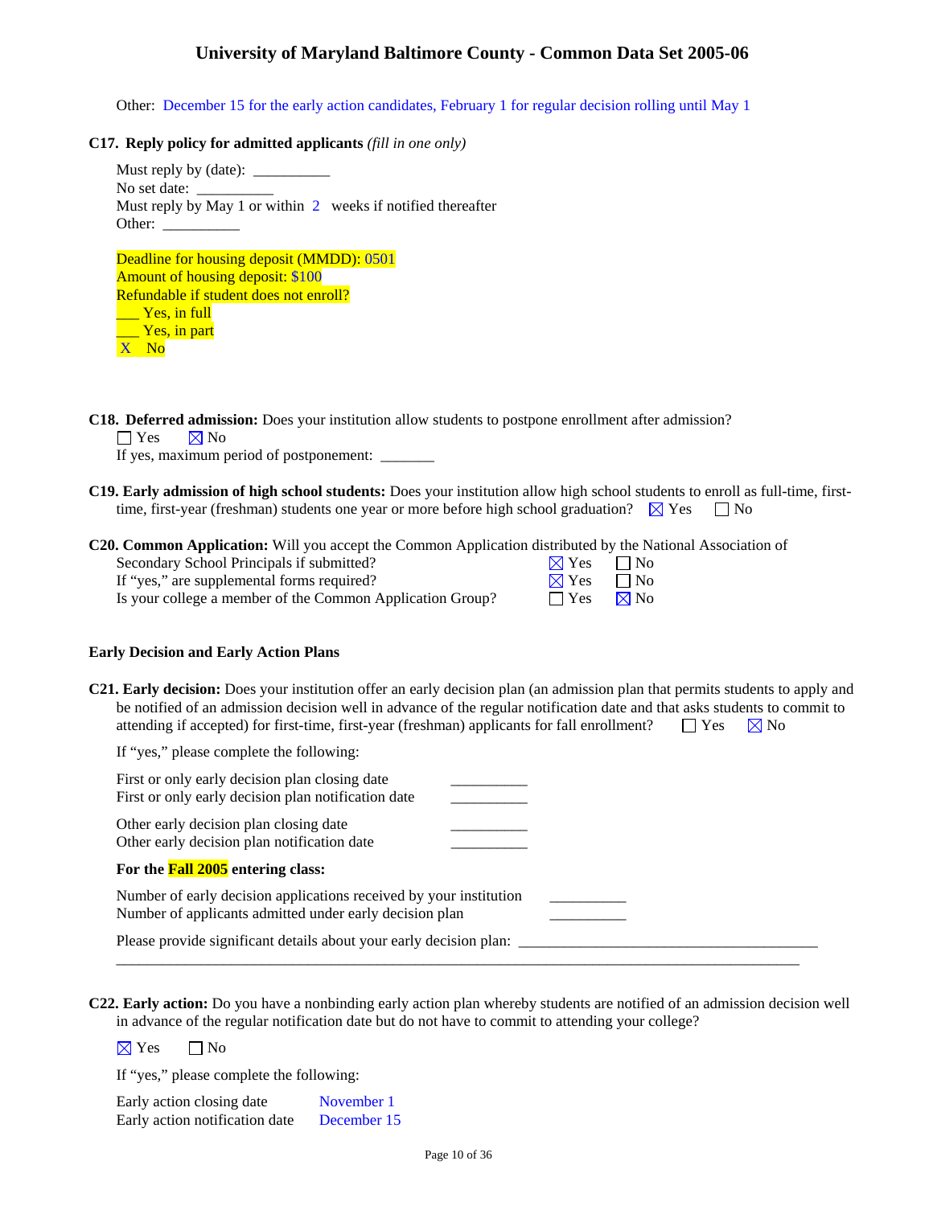Other: December 15 for the early action candidates, February 1 for regular decision rolling until May 1

**C17. Reply policy for admitted applicants** *(fill in one only)*

Must reply by (date): __________
No set date: __________
Must reply by May 1 or within 2 weeks if notified thereafter
Other: __________

Deadline for housing deposit (MMDD): 0501
Amount of housing deposit: $100
Refundable if student does not enroll?
___ Yes, in full
___ Yes, in part
X No

**C18. Deferred admission:** Does your institution allow students to postpone enrollment after admission?
☐ Yes ☒ No
If yes, maximum period of postponement: _______

**C19. Early admission of high school students:** Does your institution allow high school students to enroll as full-time, first-time, first-year (freshman) students one year or more before high school graduation? ☒ Yes ☐ No

**C20. Common Application:** Will you accept the Common Application distributed by the National Association of Secondary School Principals if submitted? ☒ Yes ☐ No
If "yes," are supplemental forms required? ☒ Yes ☐ No
Is your college a member of the Common Application Group? ☐ Yes ☒ No

**Early Decision and Early Action Plans**

**C21. Early decision:** Does your institution offer an early decision plan (an admission plan that permits students to apply and be notified of an admission decision well in advance of the regular notification date and that asks students to commit to attending if accepted) for first-time, first-year (freshman) applicants for fall enrollment? ☐ Yes ☒ No

If "yes," please complete the following:

First or only early decision plan closing date __________
First or only early decision plan notification date __________

Other early decision plan closing date __________
Other early decision plan notification date __________

**For the Fall 2005 entering class:**

Number of early decision applications received by your institution __________
Number of applicants admitted under early decision plan __________

Please provide significant details about your early decision plan: ________________________________________

**C22. Early action:** Do you have a nonbinding early action plan whereby students are notified of an admission decision well in advance of the regular notification date but do not have to commit to attending your college?

☒ Yes ☐ No

If "yes," please complete the following:

Early action closing date November 1
Early action notification date December 15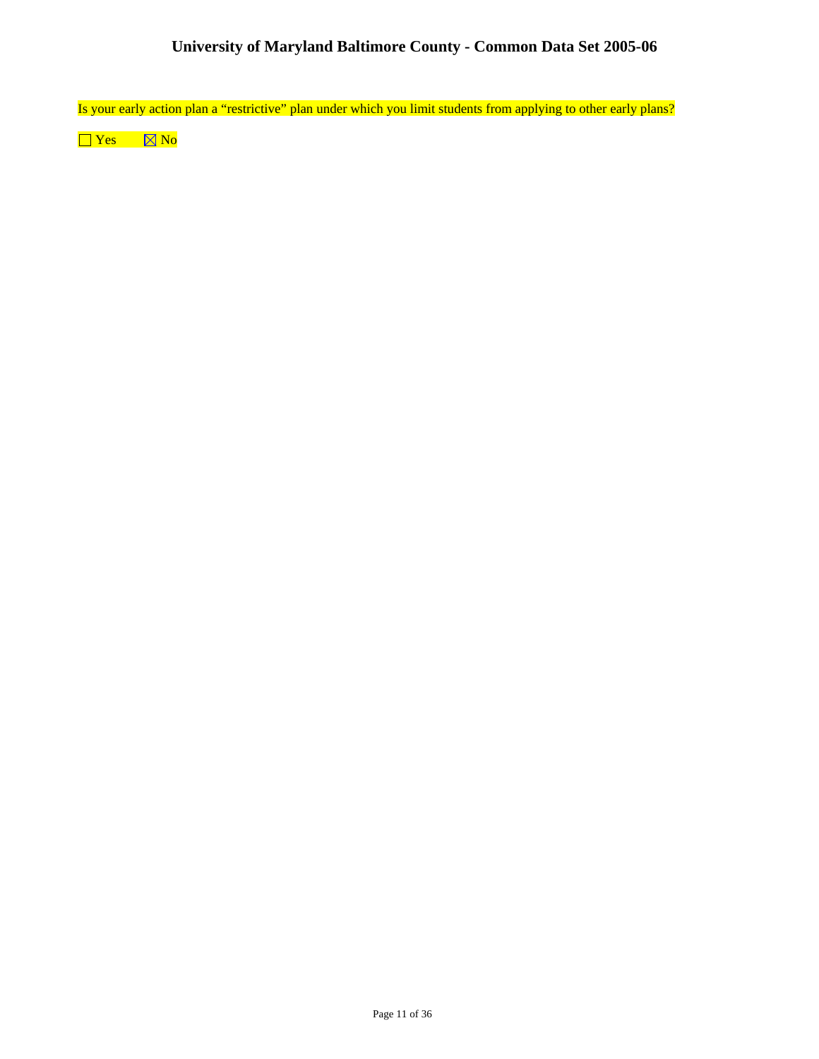Is your early action plan a “restrictive” plan under which you limit students from applying to other early plans?

☐ Yes ☒ No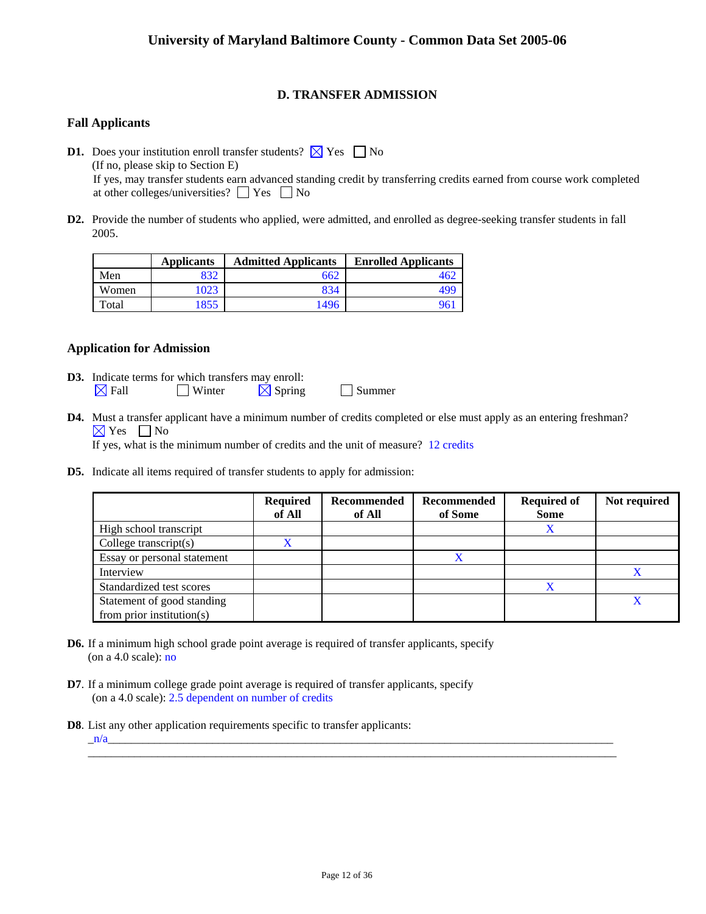# University of Maryland Baltimore County - Common Data Set 2005-06

## D. TRANSFER ADMISSION

### Fall Applicants

**D1.** Does your institution enroll transfer students? ☒ Yes ☐ No
(If no, please skip to Section E)
If yes, may transfer students earn advanced standing credit by transferring credits earned from course work completed at other colleges/universities? ☐ Yes ☐ No

**D2.** Provide the number of students who applied, were admitted, and enrolled as degree-seeking transfer students in fall 2005.

| | Applicants | Admitted Applicants | Enrolled Applicants |
|---|---|---|---|
| Men | 832 | 662 | 462 |
| Women | 1023 | 834 | 499 |
| Total | 1855 | 1496 | 961 |

### Application for Admission

**D3.** Indicate terms for which transfers may enroll:
☒ Fall ☐ Winter ☒ Spring ☐ Summer

**D4.** Must a transfer applicant have a minimum number of credits completed or else must apply as an entering freshman?
☒ Yes ☐ No
If yes, what is the minimum number of credits and the unit of measure? 12 credits

**D5.** Indicate all items required of transfer students to apply for admission:

| | Required of All | Recommended of All | Recommended of Some | Required of Some | Not required |
|---|---|---|---|---|---|
| High school transcript | | | | X | |
| College transcript(s) | X | | | | |
| Essay or personal statement | | | X | | |
| Interview | | | | | X |
| Standardized test scores | | | | X | |
| Statement of good standing from prior institution(s) | | | | | X |

**D6.** If a minimum high school grade point average is required of transfer applicants, specify (on a 4.0 scale): no

**D7**. If a minimum college grade point average is required of transfer applicants, specify (on a 4.0 scale): 2.5 dependent on number of credits

**D8**. List any other application requirements specific to transfer applicants:
n/a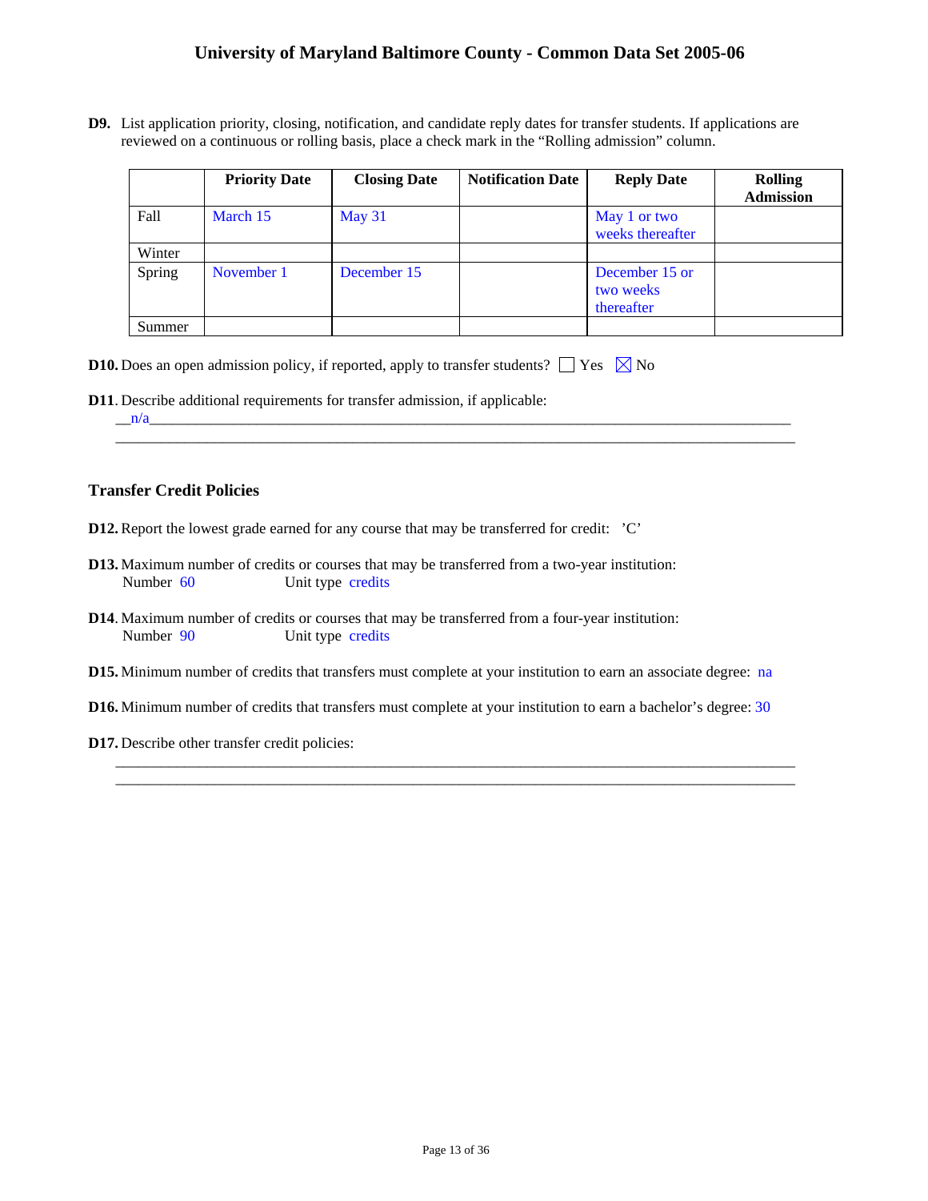**D9.** List application priority, closing, notification, and candidate reply dates for transfer students. If applications are reviewed on a continuous or rolling basis, place a check mark in the "Rolling admission" column.

| | Priority Date | Closing Date | Notification Date | Reply Date | Rolling Admission |
|---|---|---|---|---|---|
| Fall | March 15 | May 31 | | May 1 or two weeks thereafter | |
| Winter | | | | | |
| Spring | November 1 | December 15 | | December 15 or two weeks thereafter | |
| Summer | | | | | |

**D10.** Does an open admission policy, if reported, apply to transfer students? ☐ Yes ☒ No

**D11**. Describe additional requirements for transfer admission, if applicable:
n/a

### Transfer Credit Policies

**D12.** Report the lowest grade earned for any course that may be transferred for credit: 'C'

**D13.** Maximum number of credits or courses that may be transferred from a two-year institution:
Number 60 Unit type credits

**D14**. Maximum number of credits or courses that may be transferred from a four-year institution:
Number 90 Unit type credits

**D15.** Minimum number of credits that transfers must complete at your institution to earn an associate degree: na

**D16.** Minimum number of credits that transfers must complete at your institution to earn a bachelor's degree: 30

**D17.** Describe other transfer credit policies: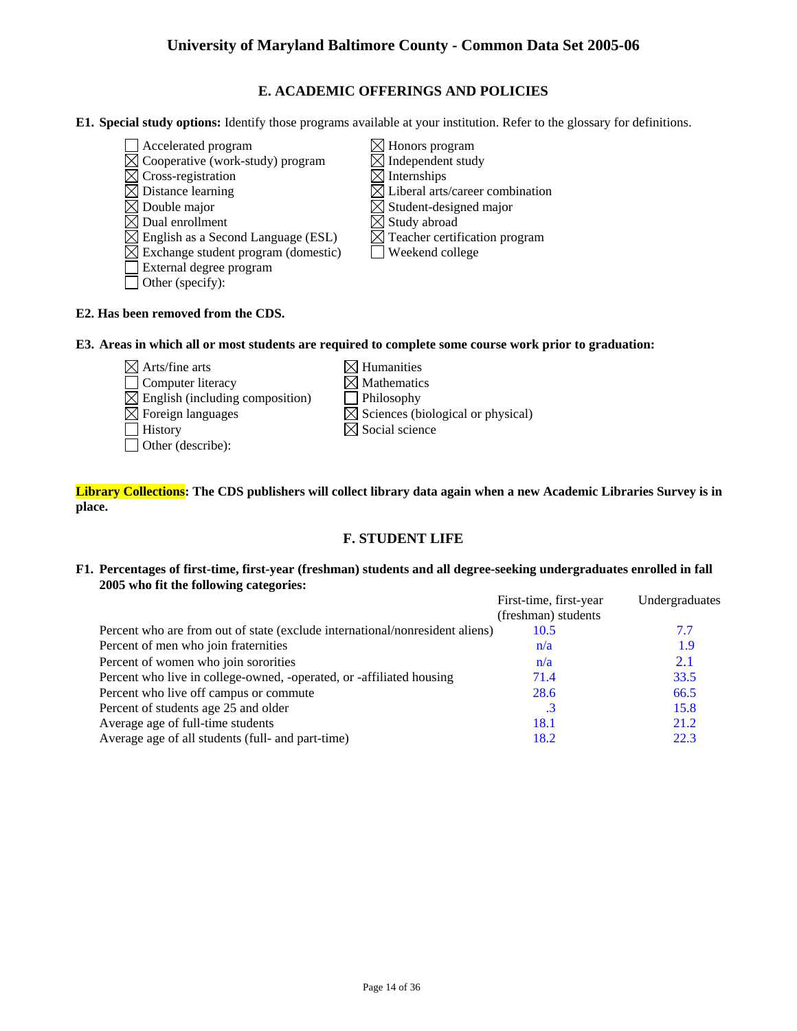# University of Maryland Baltimore County - Common Data Set 2005-06

## E. ACADEMIC OFFERINGS AND POLICIES

**E1. Special study options:** Identify those programs available at your institution. Refer to the glossary for definitions.

- [ ] Accelerated program
- [x] Cooperative (work-study) program
- [x] Cross-registration
- [x] Distance learning
- [x] Double major
- [x] Dual enrollment
- [x] English as a Second Language (ESL)
- [x] Exchange student program (domestic)
- [ ] External degree program
- [ ] Other (specify):
- [x] Honors program
- [x] Independent study
- [x] Internships
- [x] Liberal arts/career combination
- [x] Student-designed major
- [x] Study abroad
- [x] Teacher certification program
- [ ] Weekend college

**E2. Has been removed from the CDS.**

**E3. Areas in which all or most students are required to complete some course work prior to graduation:**

- [x] Arts/fine arts
- [ ] Computer literacy
- [x] English (including composition)
- [x] Foreign languages
- [ ] History
- [ ] Other (describe):
- [x] Humanities
- [x] Mathematics
- [ ] Philosophy
- [x] Sciences (biological or physical)
- [x] Social science

**Library Collections: The CDS publishers will collect library data again when a new Academic Libraries Survey is in place.**

## F. STUDENT LIFE

**F1. Percentages of first-time, first-year (freshman) students and all degree-seeking undergraduates enrolled in fall 2005 who fit the following categories:**

| | First-time, first-year (freshman) students | Undergraduates |
|---|---|---|
| Percent who are from out of state (exclude international/nonresident aliens) | 10.5 | 7.7 |
| Percent of men who join fraternities | n/a | 1.9 |
| Percent of women who join sororities | n/a | 2.1 |
| Percent who live in college-owned, -operated, or -affiliated housing | 71.4 | 33.5 |
| Percent who live off campus or commute | 28.6 | 66.5 |
| Percent of students age 25 and older | .3 | 15.8 |
| Average age of full-time students | 18.1 | 21.2 |
| Average age of all students (full- and part-time) | 18.2 | 22.3 |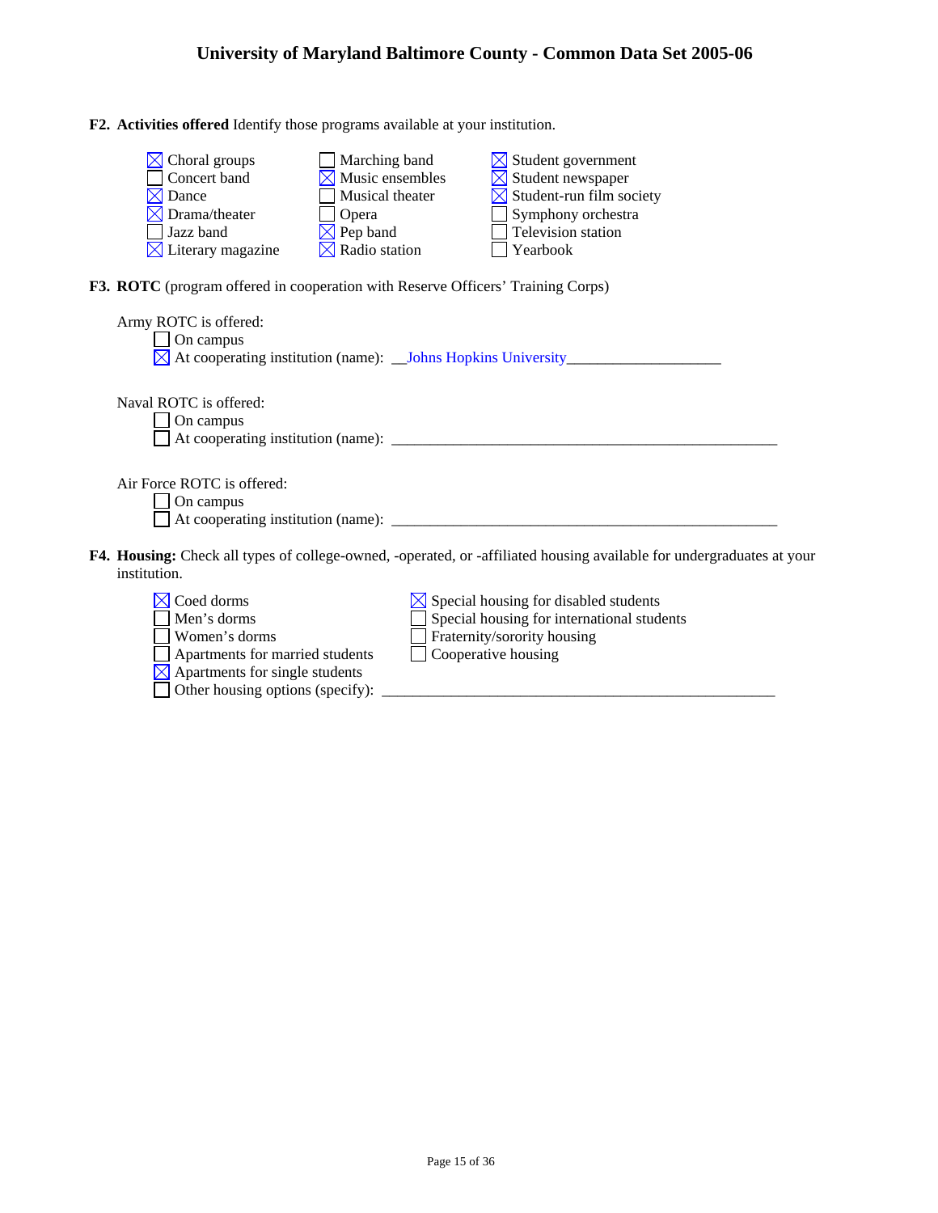**F2. Activities offered** Identify those programs available at your institution.

- [x] Choral groups
- [ ] Concert band
- [x] Dance
- [x] Drama/theater
- [ ] Jazz band
- [x] Literary magazine
- [ ] Marching band
- [x] Music ensembles
- [ ] Musical theater
- [ ] Opera
- [x] Pep band
- [x] Radio station
- [x] Student government
- [x] Student newspaper
- [x] Student-run film society
- [ ] Symphony orchestra
- [ ] Television station
- [ ] Yearbook

**F3. ROTC** (program offered in cooperation with Reserve Officers' Training Corps)

Army ROTC is offered:
- [ ] On campus
- [x] At cooperating institution (name): Johns Hopkins University

Naval ROTC is offered:
- [ ] On campus
- [ ] At cooperating institution (name): ______

Air Force ROTC is offered:
- [ ] On campus
- [ ] At cooperating institution (name): ______

**F4. Housing:** Check all types of college-owned, -operated, or -affiliated housing available for undergraduates at your institution.

- [x] Coed dorms
- [ ] Men's dorms
- [ ] Women's dorms
- [ ] Apartments for married students
- [x] Apartments for single students
- [x] Special housing for disabled students
- [ ] Special housing for international students
- [ ] Fraternity/sorority housing
- [ ] Cooperative housing
- [ ] Other housing options (specify): ______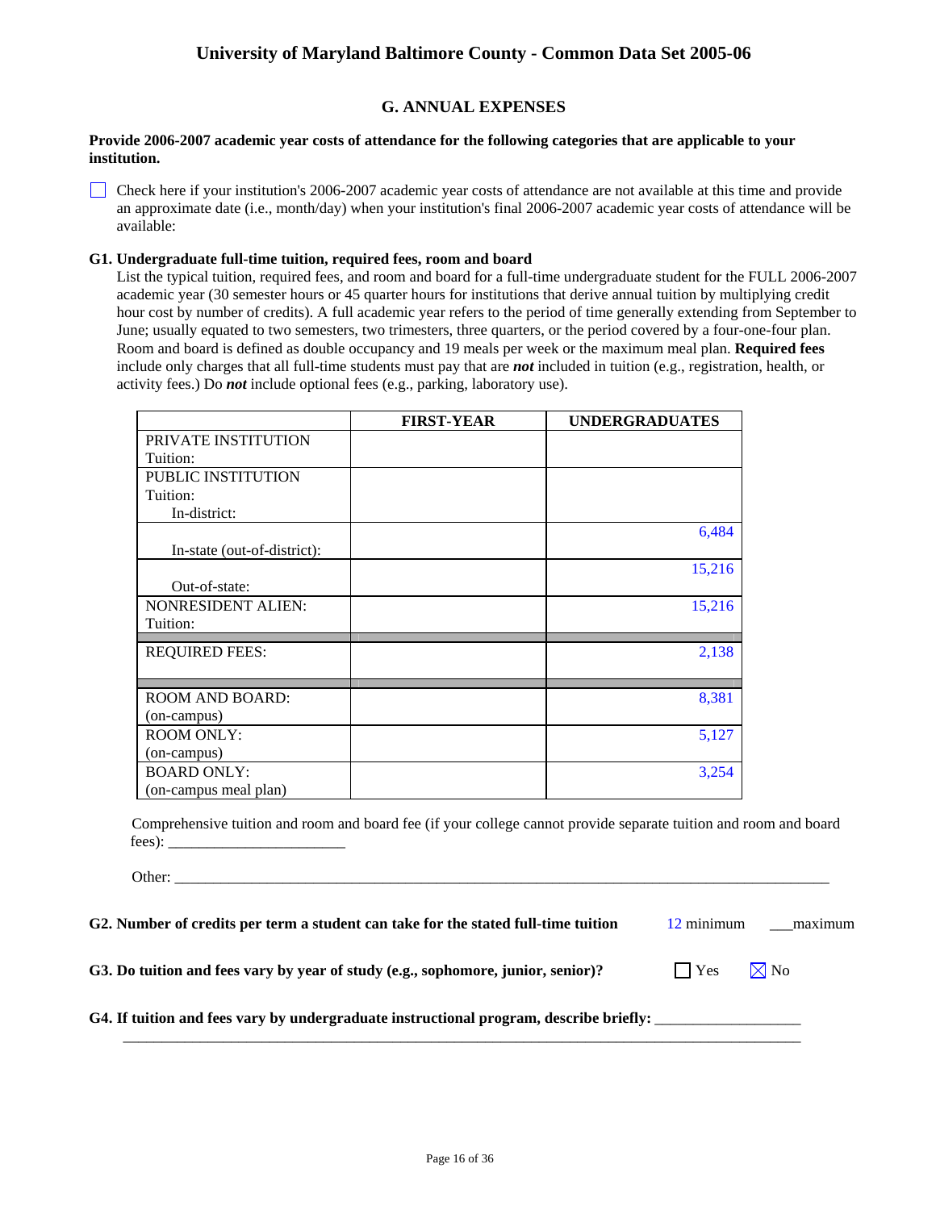## G. ANNUAL EXPENSES

**Provide 2006-2007 academic year costs of attendance for the following categories that are applicable to your institution.**

☐ Check here if your institution's 2006-2007 academic year costs of attendance are not available at this time and provide an approximate date (i.e., month/day) when your institution's final 2006-2007 academic year costs of attendance will be available:

**G1. Undergraduate full-time tuition, required fees, room and board**

List the typical tuition, required fees, and room and board for a full-time undergraduate student for the FULL 2006-2007 academic year (30 semester hours or 45 quarter hours for institutions that derive annual tuition by multiplying credit hour cost by number of credits). A full academic year refers to the period of time generally extending from September to June; usually equated to two semesters, two trimesters, three quarters, or the period covered by a four-one-four plan. Room and board is defined as double occupancy and 19 meals per week or the maximum meal plan. **Required fees** include only charges that all full-time students must pay that are ***not*** included in tuition (e.g., registration, health, or activity fees.) Do ***not*** include optional fees (e.g., parking, laboratory use).

| | FIRST-YEAR | UNDERGRADUATES |
|---|---|---|
| PRIVATE INSTITUTION Tuition: | | |
| PUBLIC INSTITUTION Tuition: In-district: | | |
| In-state (out-of-district): | | 6,484 |
| Out-of-state: | | 15,216 |
| NONRESIDENT ALIEN: Tuition: | | 15,216 |
| REQUIRED FEES: | | 2,138 |
| ROOM AND BOARD: (on-campus) | | 8,381 |
| ROOM ONLY: (on-campus) | | 5,127 |
| BOARD ONLY: (on-campus meal plan) | | 3,254 |

Comprehensive tuition and room and board fee (if your college cannot provide separate tuition and room and board fees): ______________________

Other: ______________________________________________________________________________

**G2. Number of credits per term a student can take for the stated full-time tuition** 12 minimum ___maximum

**G3. Do tuition and fees vary by year of study (e.g., sophomore, junior, senior)?** ☐ Yes ☒ No

**G4. If tuition and fees vary by undergraduate instructional program, describe briefly:** __________________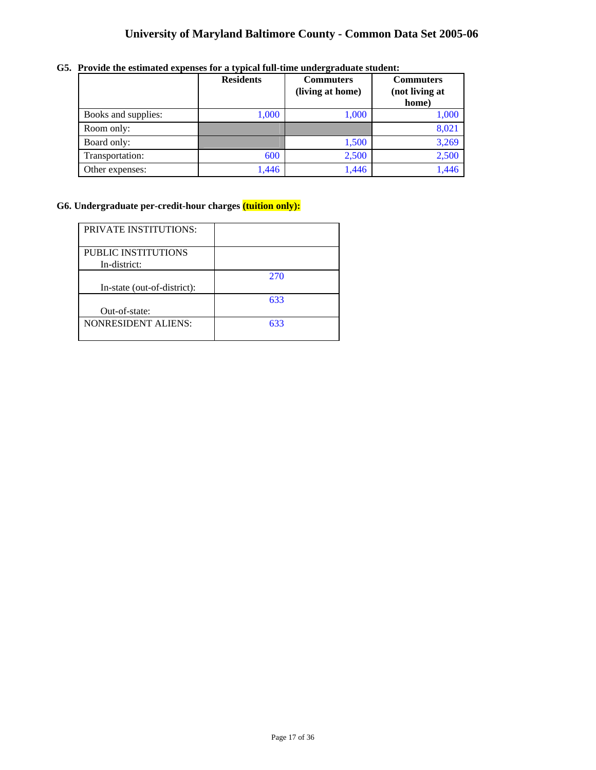## University of Maryland Baltimore County - Common Data Set 2005-06

**G5. Provide the estimated expenses for a typical full-time undergraduate student:**

| | Residents | Commuters (living at home) | Commuters (not living at home) |
|---|---|---|---|
| Books and supplies: | 1,000 | 1,000 | 1,000 |
| Room only: | | | 8,021 |
| Board only: | | 1,500 | 3,269 |
| Transportation: | 600 | 2,500 | 2,500 |
| Other expenses: | 1,446 | 1,446 | 1,446 |

**G6. Undergraduate per-credit-hour charges (tuition only):**

| | |
|---|---|
| PRIVATE INSTITUTIONS: | |
| PUBLIC INSTITUTIONS In-district: | |
| In-state (out-of-district): | 270 |
| Out-of-state: | 633 |
| NONRESIDENT ALIENS: | 633 |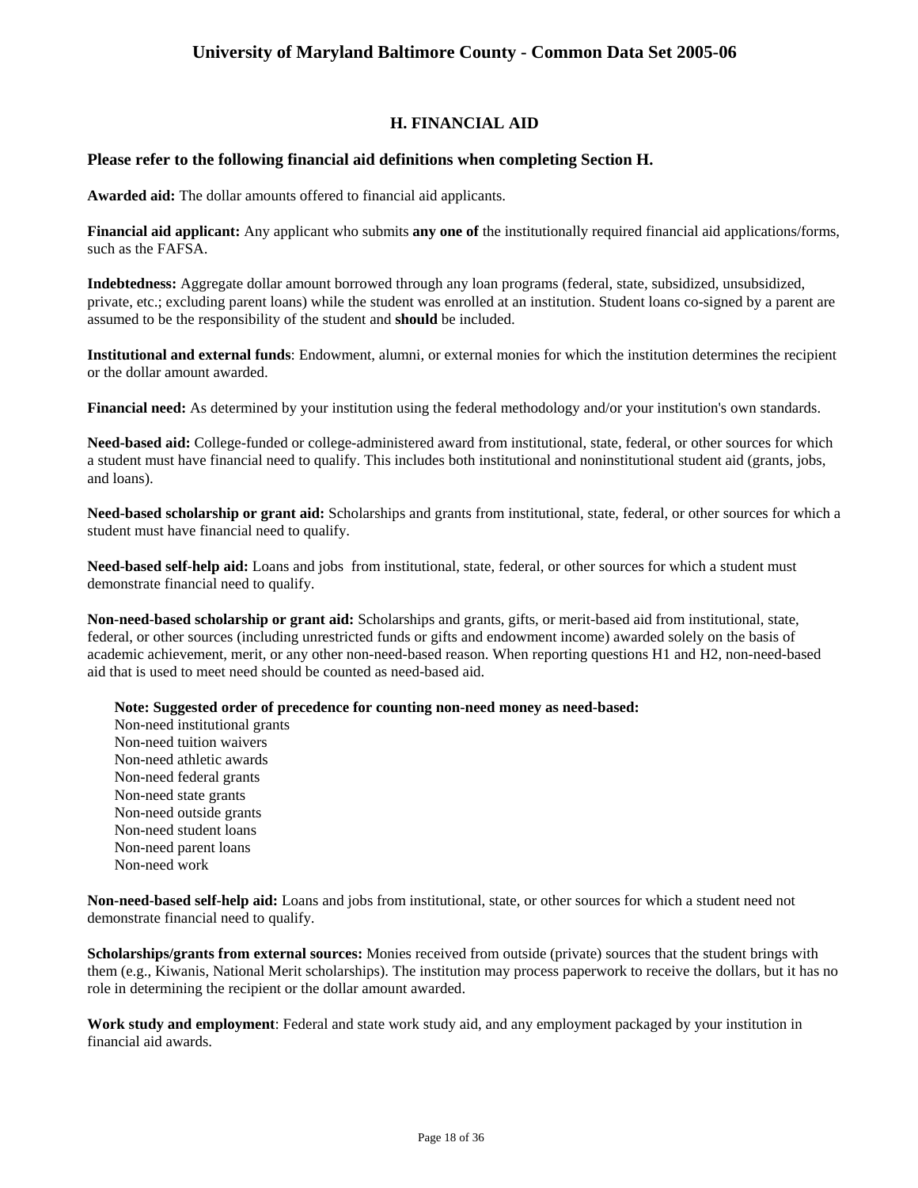## H. FINANCIAL AID

### Please refer to the following financial aid definitions when completing Section H.

**Awarded aid:** The dollar amounts offered to financial aid applicants.

**Financial aid applicant:** Any applicant who submits **any one of** the institutionally required financial aid applications/forms, such as the FAFSA.

**Indebtedness:** Aggregate dollar amount borrowed through any loan programs (federal, state, subsidized, unsubsidized, private, etc.; excluding parent loans) while the student was enrolled at an institution. Student loans co-signed by a parent are assumed to be the responsibility of the student and **should** be included.

**Institutional and external funds**: Endowment, alumni, or external monies for which the institution determines the recipient or the dollar amount awarded.

**Financial need:** As determined by your institution using the federal methodology and/or your institution's own standards.

**Need-based aid:** College-funded or college-administered award from institutional, state, federal, or other sources for which a student must have financial need to qualify. This includes both institutional and noninstitutional student aid (grants, jobs, and loans).

**Need-based scholarship or grant aid:** Scholarships and grants from institutional, state, federal, or other sources for which a student must have financial need to qualify.

**Need-based self-help aid:** Loans and jobs from institutional, state, federal, or other sources for which a student must demonstrate financial need to qualify.

**Non-need-based scholarship or grant aid:** Scholarships and grants, gifts, or merit-based aid from institutional, state, federal, or other sources (including unrestricted funds or gifts and endowment income) awarded solely on the basis of academic achievement, merit, or any other non-need-based reason. When reporting questions H1 and H2, non-need-based aid that is used to meet need should be counted as need-based aid.

**Note: Suggested order of precedence for counting non-need money as need-based:**
Non-need institutional grants
Non-need tuition waivers
Non-need athletic awards
Non-need federal grants
Non-need state grants
Non-need outside grants
Non-need student loans
Non-need parent loans
Non-need work

**Non-need-based self-help aid:** Loans and jobs from institutional, state, or other sources for which a student need not demonstrate financial need to qualify.

**Scholarships/grants from external sources:** Monies received from outside (private) sources that the student brings with them (e.g., Kiwanis, National Merit scholarships). The institution may process paperwork to receive the dollars, but it has no role in determining the recipient or the dollar amount awarded.

**Work study and employment**: Federal and state work study aid, and any employment packaged by your institution in financial aid awards.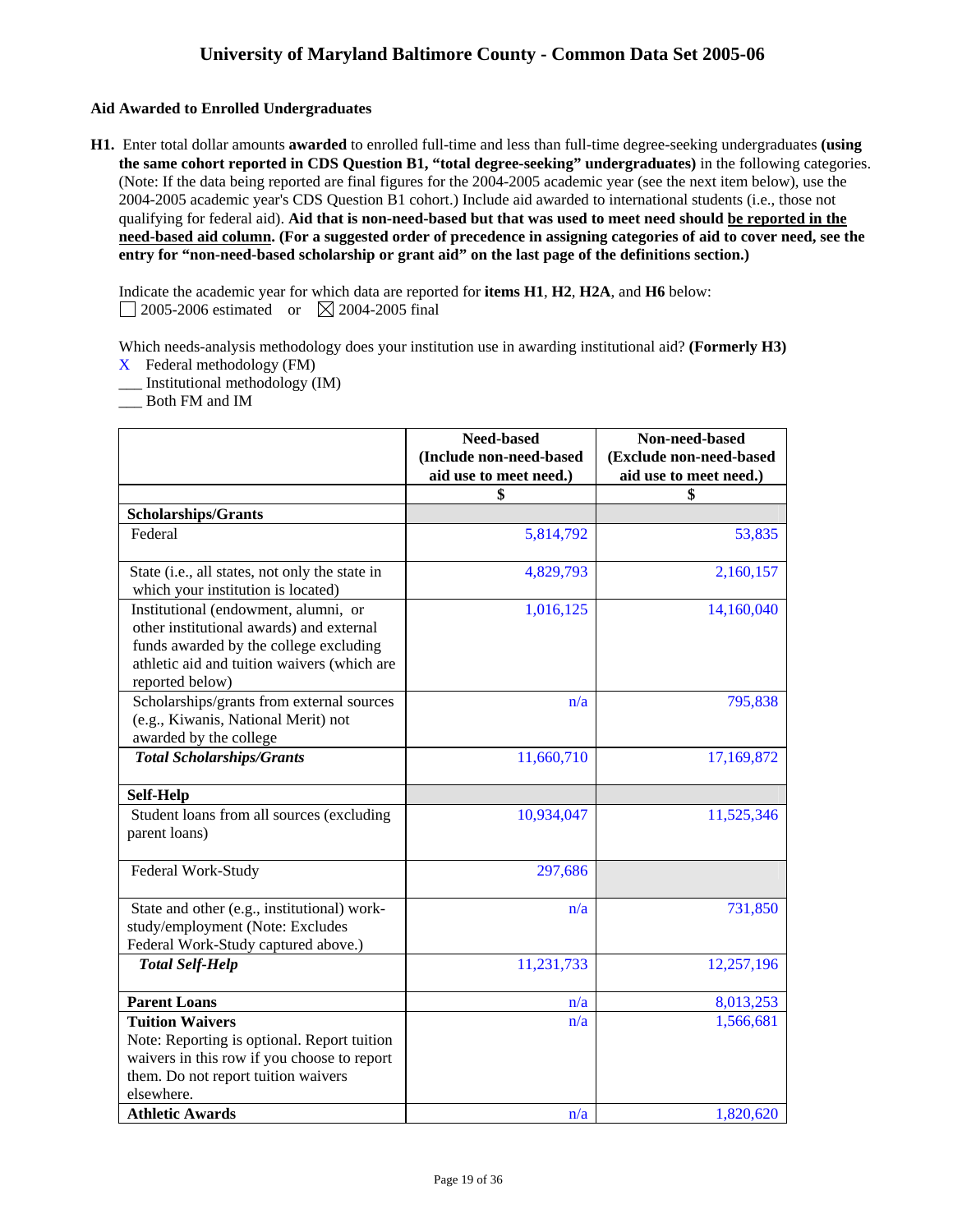## Aid Awarded to Enrolled Undergraduates

**H1.** Enter total dollar amounts **awarded** to enrolled full-time and less than full-time degree-seeking undergraduates **(using the same cohort reported in CDS Question B1, "total degree-seeking" undergraduates)** in the following categories. (Note: If the data being reported are final figures for the 2004-2005 academic year (see the next item below), use the 2004-2005 academic year's CDS Question B1 cohort.) Include aid awarded to international students (i.e., those not qualifying for federal aid). **Aid that is non-need-based but that was used to meet need should be reported in the need-based aid column. (For a suggested order of precedence in assigning categories of aid to cover need, see the entry for "non-need-based scholarship or grant aid" on the last page of the definitions section.)**

Indicate the academic year for which data are reported for **items H1**, **H2**, **H2A**, and **H6** below:
☐ 2005-2006 estimated or ☒ 2004-2005 final

Which needs-analysis methodology does your institution use in awarding institutional aid? **(Formerly H3)**
X Federal methodology (FM)
___ Institutional methodology (IM)
___ Both FM and IM

| | Need-based (Include non-need-based aid use to meet need.) | Non-need-based (Exclude non-need-based aid use to meet need.) |
|---|---|---|
| | $ | $ |
| **Scholarships/Grants** | | |
| Federal | 5,814,792 | 53,835 |
| State (i.e., all states, not only the state in which your institution is located) | 4,829,793 | 2,160,157 |
| Institutional (endowment, alumni, or other institutional awards) and external funds awarded by the college excluding athletic aid and tuition waivers (which are reported below) | 1,016,125 | 14,160,040 |
| Scholarships/grants from external sources (e.g., Kiwanis, National Merit) not awarded by the college | n/a | 795,838 |
| ***Total Scholarships/Grants*** | 11,660,710 | 17,169,872 |
| **Self-Help** | | |
| Student loans from all sources (excluding parent loans) | 10,934,047 | 11,525,346 |
| Federal Work-Study | 297,686 | |
| State and other (e.g., institutional) work-study/employment (Note: Excludes Federal Work-Study captured above.) | n/a | 731,850 |
| ***Total Self-Help*** | 11,231,733 | 12,257,196 |
| **Parent Loans** | n/a | 8,013,253 |
| **Tuition Waivers** Note: Reporting is optional. Report tuition waivers in this row if you choose to report them. Do not report tuition waivers elsewhere. | n/a | 1,566,681 |
| **Athletic Awards** | n/a | 1,820,620 |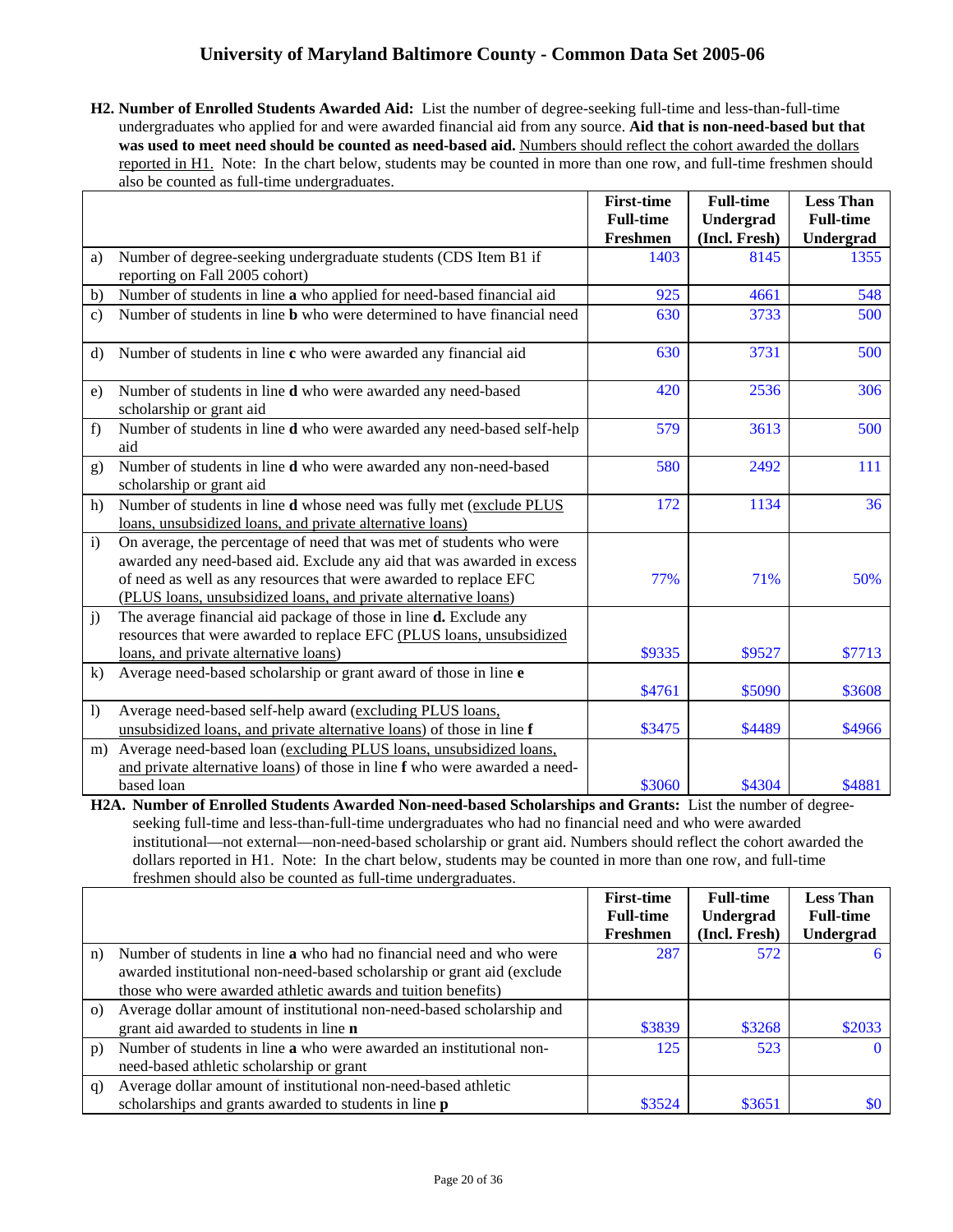**H2. Number of Enrolled Students Awarded Aid:** List the number of degree-seeking full-time and less-than-full-time undergraduates who applied for and were awarded financial aid from any source. **Aid that is non-need-based but that was used to meet need should be counted as need-based aid.** Numbers should reflect the cohort awarded the dollars reported in H1. Note: In the chart below, students may be counted in more than one row, and full-time freshmen should also be counted as full-time undergraduates.

| | | First-time Full-time Freshmen | Full-time Undergrad (Incl. Fresh) | Less Than Full-time Undergrad |
|---|---|---|---|---|
| a) | Number of degree-seeking undergraduate students (CDS Item B1 if reporting on Fall 2005 cohort) | 1403 | 8145 | 1355 |
| b) | Number of students in line **a** who applied for need-based financial aid | 925 | 4661 | 548 |
| c) | Number of students in line **b** who were determined to have financial need | 630 | 3733 | 500 |
| d) | Number of students in line **c** who were awarded any financial aid | 630 | 3731 | 500 |
| e) | Number of students in line **d** who were awarded any need-based scholarship or grant aid | 420 | 2536 | 306 |
| f) | Number of students in line **d** who were awarded any need-based self-help aid | 579 | 3613 | 500 |
| g) | Number of students in line **d** who were awarded any non-need-based scholarship or grant aid | 580 | 2492 | 111 |
| h) | Number of students in line **d** whose need was fully met (exclude PLUS loans, unsubsidized loans, and private alternative loans) | 172 | 1134 | 36 |
| i) | On average, the percentage of need that was met of students who were awarded any need-based aid. Exclude any aid that was awarded in excess of need as well as any resources that were awarded to replace EFC (PLUS loans, unsubsidized loans, and private alternative loans) | 77% | 71% | 50% |
| j) | The average financial aid package of those in line **d.** Exclude any resources that were awarded to replace EFC (PLUS loans, unsubsidized loans, and private alternative loans) | $9335 | $9527 | $7713 |
| k) | Average need-based scholarship or grant award of those in line **e** | $4761 | $5090 | $3608 |
| l) | Average need-based self-help award (excluding PLUS loans, unsubsidized loans, and private alternative loans) of those in line **f** | $3475 | $4489 | $4966 |
| m) | Average need-based loan (excluding PLUS loans, unsubsidized loans, and private alternative loans) of those in line **f** who were awarded a need-based loan | $3060 | $4304 | $4881 |

**H2A. Number of Enrolled Students Awarded Non-need-based Scholarships and Grants:** List the number of degree-seeking full-time and less-than-full-time undergraduates who had no financial need and who were awarded institutional—not external—non-need-based scholarship or grant aid. Numbers should reflect the cohort awarded the dollars reported in H1. Note: In the chart below, students may be counted in more than one row, and full-time freshmen should also be counted as full-time undergraduates.

| | | First-time Full-time Freshmen | Full-time Undergrad (Incl. Fresh) | Less Than Full-time Undergrad |
|---|---|---|---|---|
| n) | Number of students in line **a** who had no financial need and who were awarded institutional non-need-based scholarship or grant aid (exclude those who were awarded athletic awards and tuition benefits) | 287 | 572 | 6 |
| o) | Average dollar amount of institutional non-need-based scholarship and grant aid awarded to students in line **n** | $3839 | $3268 | $2033 |
| p) | Number of students in line **a** who were awarded an institutional non-need-based athletic scholarship or grant | 125 | 523 | 0 |
| q) | Average dollar amount of institutional non-need-based athletic scholarships and grants awarded to students in line **p** | $3524 | $3651 | $0 |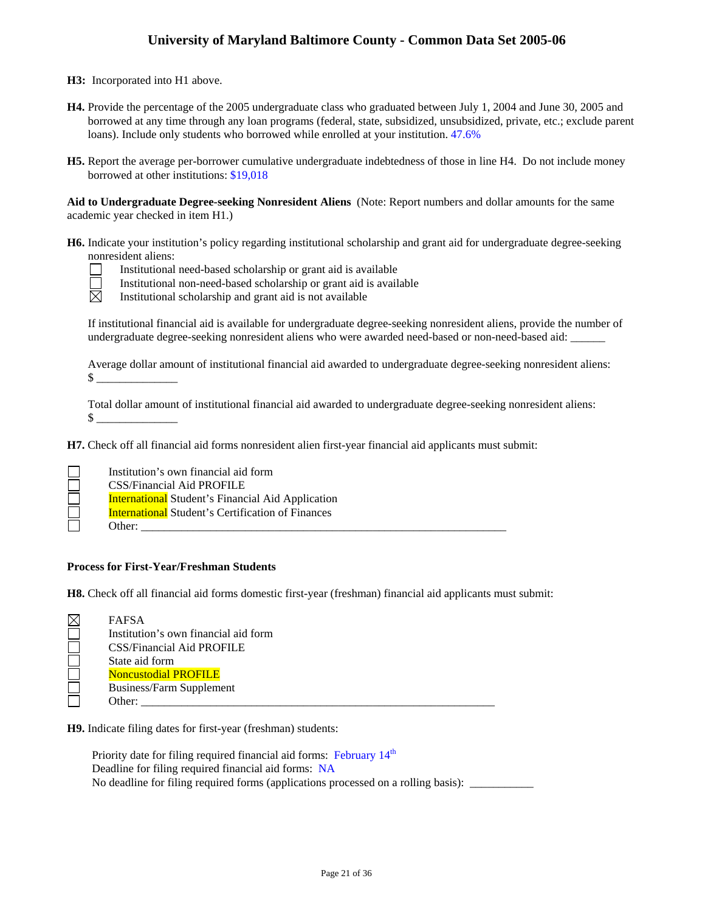**H3:** Incorporated into H1 above.

**H4.** Provide the percentage of the 2005 undergraduate class who graduated between July 1, 2004 and June 30, 2005 and borrowed at any time through any loan programs (federal, state, subsidized, unsubsidized, private, etc.; exclude parent loans). Include only students who borrowed while enrolled at your institution. 47.6%

**H5.** Report the average per-borrower cumulative undergraduate indebtedness of those in line H4. Do not include money borrowed at other institutions: $19,018

**Aid to Undergraduate Degree-seeking Nonresident Aliens** (Note: Report numbers and dollar amounts for the same academic year checked in item H1.)

**H6.** Indicate your institution's policy regarding institutional scholarship and grant aid for undergraduate degree-seeking nonresident aliens:

- ☐ Institutional need-based scholarship or grant aid is available
- ☐ Institutional non-need-based scholarship or grant aid is available
- ☒ Institutional scholarship and grant aid is not available

If institutional financial aid is available for undergraduate degree-seeking nonresident aliens, provide the number of undergraduate degree-seeking nonresident aliens who were awarded need-based or non-need-based aid: ______

Average dollar amount of institutional financial aid awarded to undergraduate degree-seeking nonresident aliens: $ ______________

Total dollar amount of institutional financial aid awarded to undergraduate degree-seeking nonresident aliens: $ ______________

**H7.** Check off all financial aid forms nonresident alien first-year financial aid applicants must submit:

- ☐ Institution's own financial aid form
- ☐ CSS/Financial Aid PROFILE
- ☐ International Student's Financial Aid Application
- ☐ International Student's Certification of Finances
- ☐ Other: ____________________________________________________________

**Process for First-Year/Freshman Students**

**H8.** Check off all financial aid forms domestic first-year (freshman) financial aid applicants must submit:

- ☒ FAFSA
- ☐ Institution's own financial aid form
- ☐ CSS/Financial Aid PROFILE
- ☐ State aid form
- ☐ Noncustodial PROFILE
- ☐ Business/Farm Supplement
- ☐ Other: ____________________________________________________________

**H9.** Indicate filing dates for first-year (freshman) students:

Priority date for filing required financial aid forms: February 14th
Deadline for filing required financial aid forms: NA
No deadline for filing required forms (applications processed on a rolling basis): ___________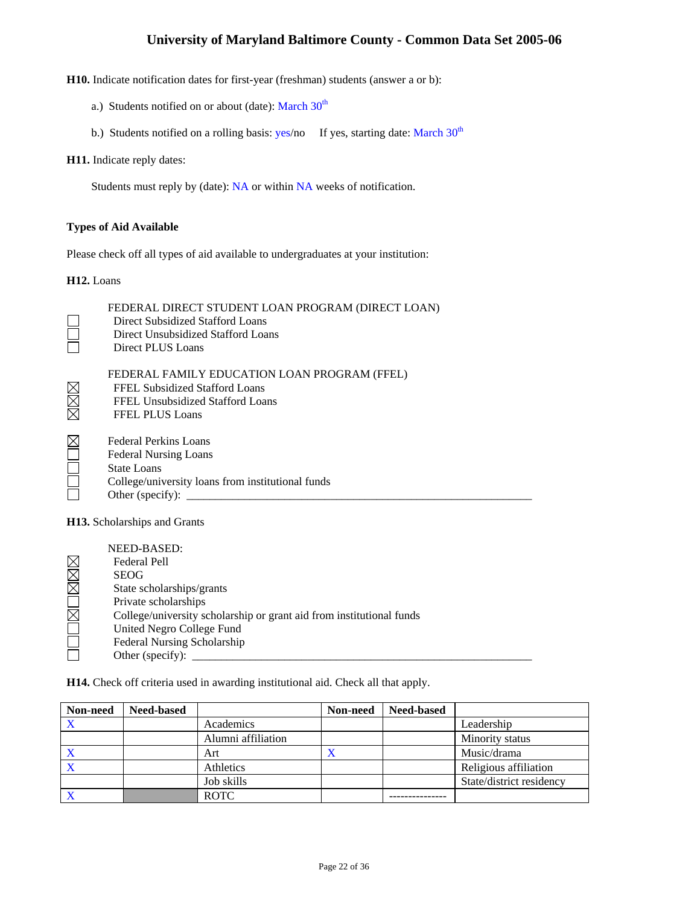**H10.** Indicate notification dates for first-year (freshman) students (answer a or b):

a.) Students notified on or about (date): March 30th

b.) Students notified on a rolling basis: yes/no If yes, starting date: March 30th

**H11.** Indicate reply dates:

Students must reply by (date): NA or within NA weeks of notification.

**Types of Aid Available**

Please check off all types of aid available to undergraduates at your institution:

**H12.** Loans

FEDERAL DIRECT STUDENT LOAN PROGRAM (DIRECT LOAN)

- ☐ Direct Subsidized Stafford Loans
- ☐ Direct Unsubsidized Stafford Loans
- ☐ Direct PLUS Loans

FEDERAL FAMILY EDUCATION LOAN PROGRAM (FFEL)

- ☒ FFEL Subsidized Stafford Loans
- ☒ FFEL Unsubsidized Stafford Loans
- ☒ FFEL PLUS Loans

- ☒ Federal Perkins Loans
- ☐ Federal Nursing Loans
- ☐ State Loans
- ☐ College/university loans from institutional funds
- ☐ Other (specify): ______________________

**H13.** Scholarships and Grants

NEED-BASED:

- ☒ Federal Pell
- ☒ SEOG
- ☒ State scholarships/grants
- ☐ Private scholarships
- ☒ College/university scholarship or grant aid from institutional funds
- ☐ United Negro College Fund
- ☐ Federal Nursing Scholarship
- ☐ Other (specify): ______________________

**H14.** Check off criteria used in awarding institutional aid. Check all that apply.

| Non-need | Need-based | | Non-need | Need-based | |
|---|---|---|---|---|---|
| X | | Academics | | | Leadership |
| | | Alumni affiliation | | | Minority status |
| X | | Art | X | | Music/drama |
| X | | Athletics | | | Religious affiliation |
| | | Job skills | | | State/district residency |
| X | | ROTC | | --------------- | |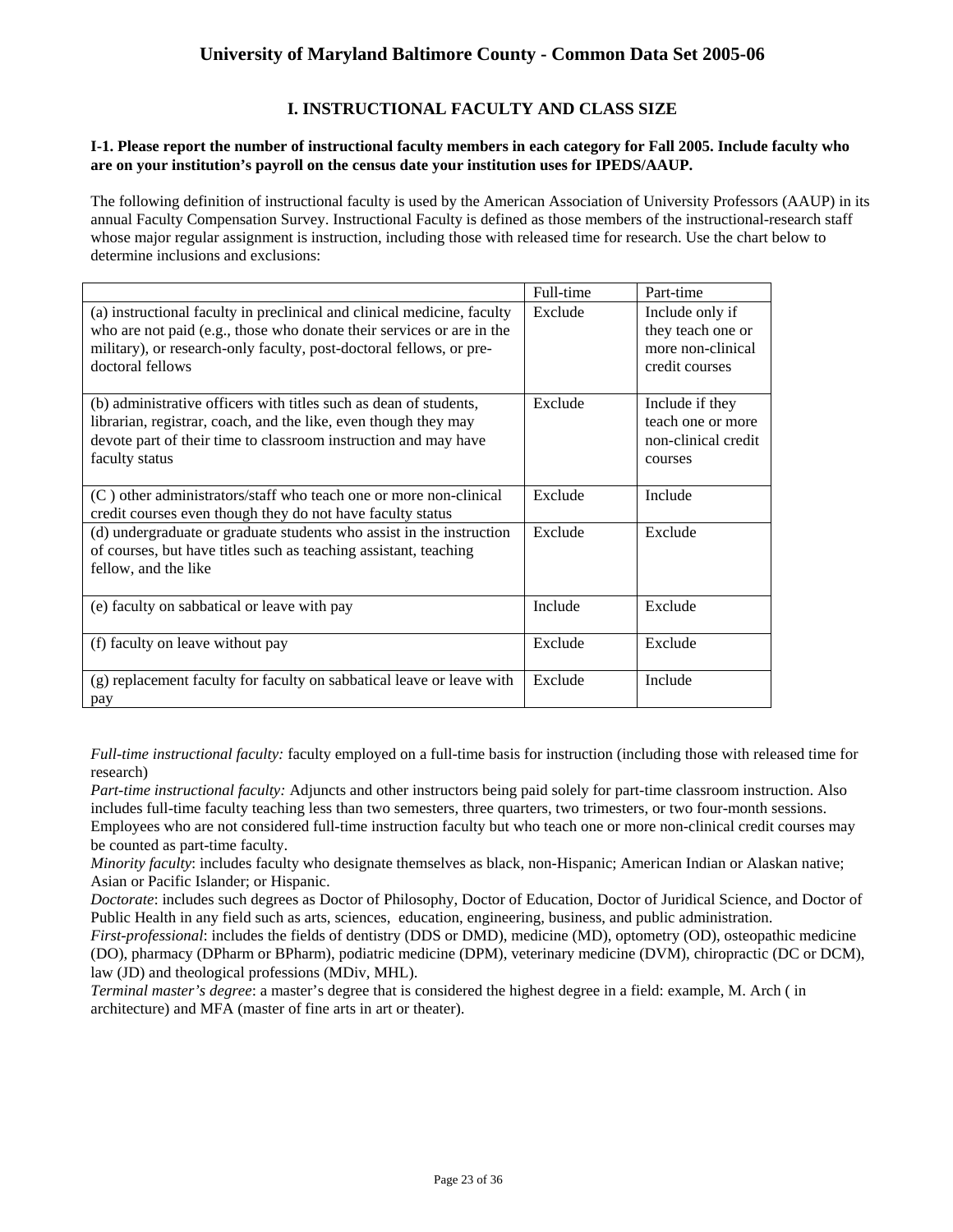# University of Maryland Baltimore County - Common Data Set 2005-06

## I. INSTRUCTIONAL FACULTY AND CLASS SIZE

**I-1. Please report the number of instructional faculty members in each category for Fall 2005. Include faculty who are on your institution's payroll on the census date your institution uses for IPEDS/AAUP.**

The following definition of instructional faculty is used by the American Association of University Professors (AAUP) in its annual Faculty Compensation Survey. Instructional Faculty is defined as those members of the instructional-research staff whose major regular assignment is instruction, including those with released time for research. Use the chart below to determine inclusions and exclusions:

| | Full-time | Part-time |
|---|---|---|
| (a) instructional faculty in preclinical and clinical medicine, faculty who are not paid (e.g., those who donate their services or are in the military), or research-only faculty, post-doctoral fellows, or pre-doctoral fellows | Exclude | Include only if they teach one or more non-clinical credit courses |
| (b) administrative officers with titles such as dean of students, librarian, registrar, coach, and the like, even though they may devote part of their time to classroom instruction and may have faculty status | Exclude | Include if they teach one or more non-clinical credit courses |
| (C ) other administrators/staff who teach one or more non-clinical credit courses even though they do not have faculty status | Exclude | Include |
| (d) undergraduate or graduate students who assist in the instruction of courses, but have titles such as teaching assistant, teaching fellow, and the like | Exclude | Exclude |
| (e) faculty on sabbatical or leave with pay | Include | Exclude |
| (f) faculty on leave without pay | Exclude | Exclude |
| (g) replacement faculty for faculty on sabbatical leave or leave with pay | Exclude | Include |

*Full-time instructional faculty:* faculty employed on a full-time basis for instruction (including those with released time for research)

*Part-time instructional faculty:* Adjuncts and other instructors being paid solely for part-time classroom instruction. Also includes full-time faculty teaching less than two semesters, three quarters, two trimesters, or two four-month sessions. Employees who are not considered full-time instruction faculty but who teach one or more non-clinical credit courses may be counted as part-time faculty.

*Minority faculty*: includes faculty who designate themselves as black, non-Hispanic; American Indian or Alaskan native; Asian or Pacific Islander; or Hispanic.

*Doctorate*: includes such degrees as Doctor of Philosophy, Doctor of Education, Doctor of Juridical Science, and Doctor of Public Health in any field such as arts, sciences, education, engineering, business, and public administration.

*First-professional*: includes the fields of dentistry (DDS or DMD), medicine (MD), optometry (OD), osteopathic medicine (DO), pharmacy (DPharm or BPharm), podiatric medicine (DPM), veterinary medicine (DVM), chiropractic (DC or DCM), law (JD) and theological professions (MDiv, MHL).

*Terminal master's degree*: a master's degree that is considered the highest degree in a field: example, M. Arch ( in architecture) and MFA (master of fine arts in art or theater).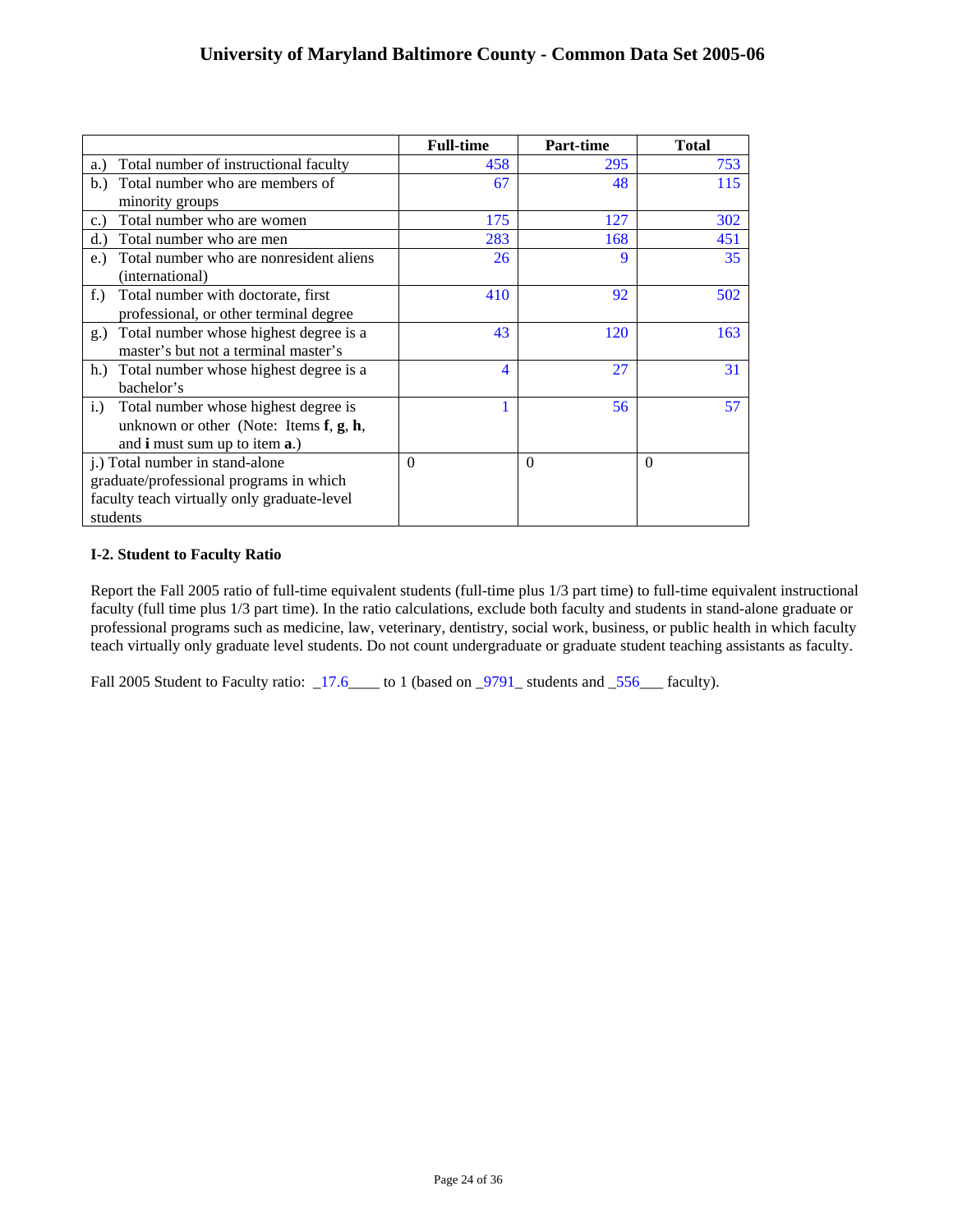# University of Maryland Baltimore County - Common Data Set 2005-06

| | Full-time | Part-time | Total |
|---|---|---|---|
| a.) Total number of instructional faculty | 458 | 295 | 753 |
| b.) Total number who are members of minority groups | 67 | 48 | 115 |
| c.) Total number who are women | 175 | 127 | 302 |
| d.) Total number who are men | 283 | 168 | 451 |
| e.) Total number who are nonresident aliens (international) | 26 | 9 | 35 |
| f.) Total number with doctorate, first professional, or other terminal degree | 410 | 92 | 502 |
| g.) Total number whose highest degree is a master's but not a terminal master's | 43 | 120 | 163 |
| h.) Total number whose highest degree is a bachelor's | 4 | 27 | 31 |
| i.) Total number whose highest degree is unknown or other (Note: Items **f**, **g**, **h**, and **i** must sum up to item **a**.) | 1 | 56 | 57 |
| j.) Total number in stand-alone graduate/professional programs in which faculty teach virtually only graduate-level students | 0 | 0 | 0 |

**I-2. Student to Faculty Ratio**

Report the Fall 2005 ratio of full-time equivalent students (full-time plus 1/3 part time) to full-time equivalent instructional faculty (full time plus 1/3 part time). In the ratio calculations, exclude both faculty and students in stand-alone graduate or professional programs such as medicine, law, veterinary, dentistry, social work, business, or public health in which faculty teach virtually only graduate level students. Do not count undergraduate or graduate student teaching assistants as faculty.

Fall 2005 Student to Faculty ratio: _17.6____ to 1 (based on _9791_ students and _556___ faculty).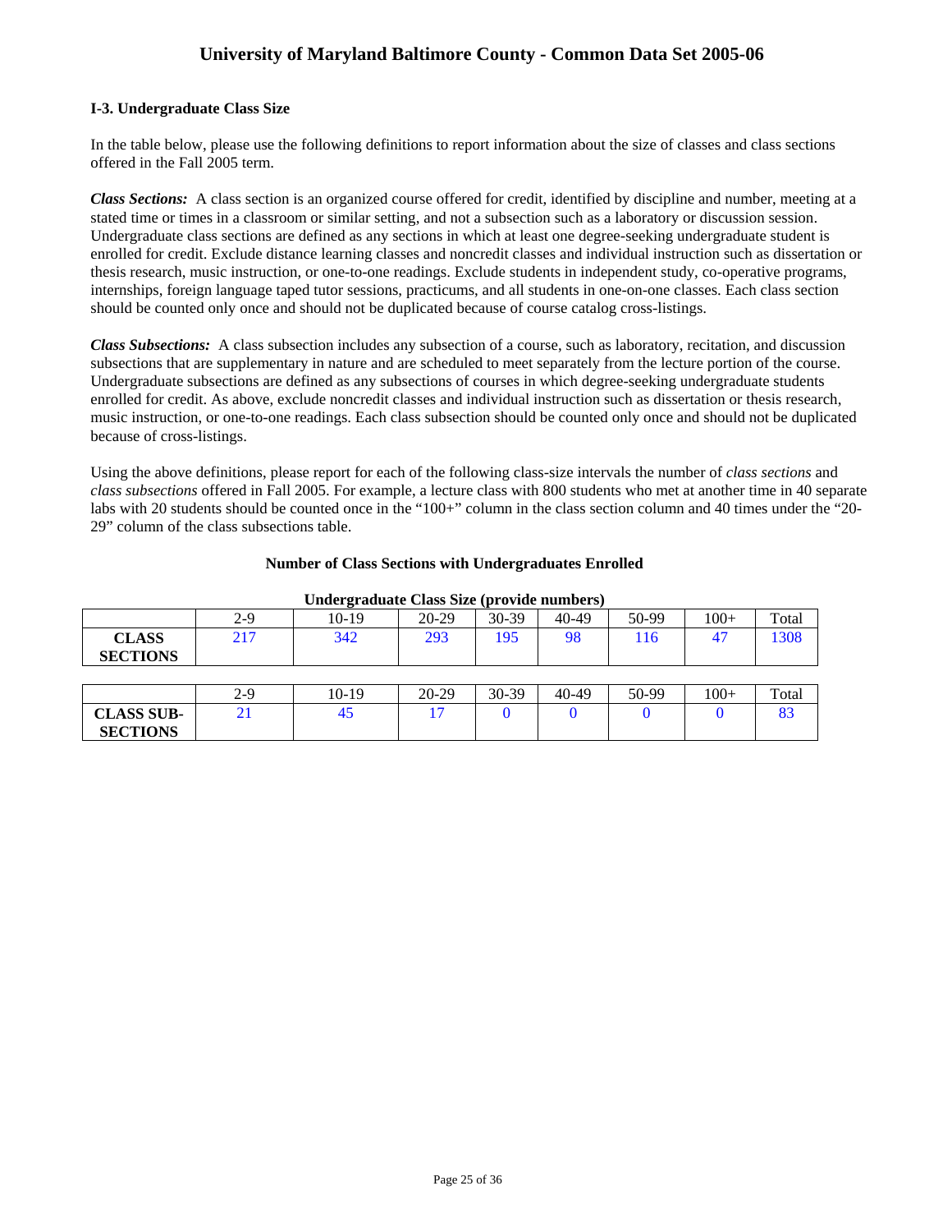### I-3. Undergraduate Class Size

In the table below, please use the following definitions to report information about the size of classes and class sections offered in the Fall 2005 term.

***Class Sections:*** A class section is an organized course offered for credit, identified by discipline and number, meeting at a stated time or times in a classroom or similar setting, and not a subsection such as a laboratory or discussion session. Undergraduate class sections are defined as any sections in which at least one degree-seeking undergraduate student is enrolled for credit. Exclude distance learning classes and noncredit classes and individual instruction such as dissertation or thesis research, music instruction, or one-to-one readings. Exclude students in independent study, co-operative programs, internships, foreign language taped tutor sessions, practicums, and all students in one-on-one classes. Each class section should be counted only once and should not be duplicated because of course catalog cross-listings.

***Class Subsections:*** A class subsection includes any subsection of a course, such as laboratory, recitation, and discussion subsections that are supplementary in nature and are scheduled to meet separately from the lecture portion of the course. Undergraduate subsections are defined as any subsections of courses in which degree-seeking undergraduate students enrolled for credit. As above, exclude noncredit classes and individual instruction such as dissertation or thesis research, music instruction, or one-to-one readings. Each class subsection should be counted only once and should not be duplicated because of cross-listings.

Using the above definitions, please report for each of the following class-size intervals the number of *class sections* and *class subsections* offered in Fall 2005. For example, a lecture class with 800 students who met at another time in 40 separate labs with 20 students should be counted once in the "100+" column in the class section column and 40 times under the "20-29" column of the class subsections table.

**Number of Class Sections with Undergraduates Enrolled**

**Undergraduate Class Size (provide numbers)**

| | 2-9 | 10-19 | 20-29 | 30-39 | 40-49 | 50-99 | 100+ | Total |
|---|---|---|---|---|---|---|---|---|
| **CLASS SECTIONS** | 217 | 342 | 293 | 195 | 98 | 116 | 47 | 1308 |

| | 2-9 | 10-19 | 20-29 | 30-39 | 40-49 | 50-99 | 100+ | Total |
|---|---|---|---|---|---|---|---|---|
| **CLASS SUB-SECTIONS** | 21 | 45 | 17 | 0 | 0 | 0 | 0 | 83 |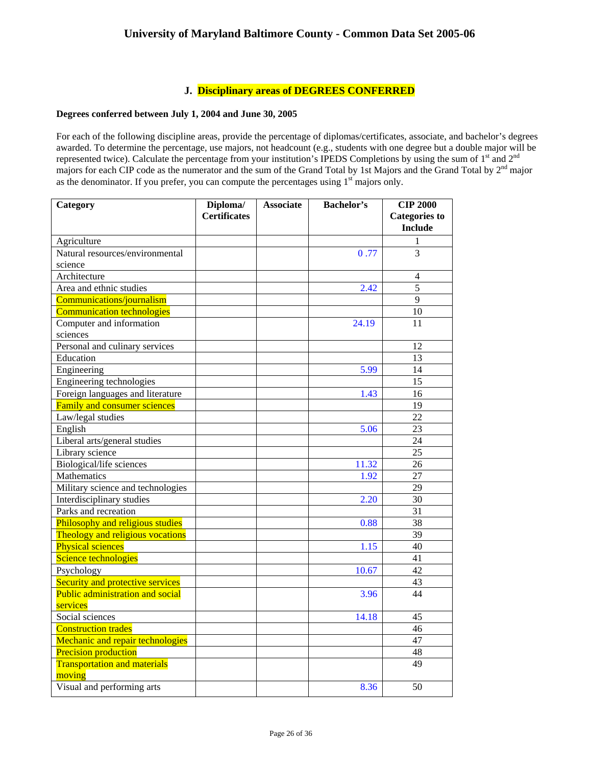## J. Disciplinary areas of DEGREES CONFERRED

**Degrees conferred between July 1, 2004 and June 30, 2005**

For each of the following discipline areas, provide the percentage of diplomas/certificates, associate, and bachelor's degrees awarded. To determine the percentage, use majors, not headcount (e.g., students with one degree but a double major will be represented twice). Calculate the percentage from your institution's IPEDS Completions by using the sum of 1st and 2nd majors for each CIP code as the numerator and the sum of the Grand Total by 1st Majors and the Grand Total by 2nd major as the denominator. If you prefer, you can compute the percentages using 1st majors only.

| Category | Diploma/ Certificates | Associate | Bachelor's | CIP 2000 Categories to Include |
|---|---|---|---|---|
| Agriculture | | | | 1 |
| Natural resources/environmental science | | | 0 .77 | 3 |
| Architecture | | | | 4 |
| Area and ethnic studies | | | 2.42 | 5 |
| Communications/journalism | | | | 9 |
| Communication technologies | | | | 10 |
| Computer and information sciences | | | 24.19 | 11 |
| Personal and culinary services | | | | 12 |
| Education | | | | 13 |
| Engineering | | | 5.99 | 14 |
| Engineering technologies | | | | 15 |
| Foreign languages and literature | | | 1.43 | 16 |
| Family and consumer sciences | | | | 19 |
| Law/legal studies | | | | 22 |
| English | | | 5.06 | 23 |
| Liberal arts/general studies | | | | 24 |
| Library science | | | | 25 |
| Biological/life sciences | | | 11.32 | 26 |
| Mathematics | | | 1.92 | 27 |
| Military science and technologies | | | | 29 |
| Interdisciplinary studies | | | 2.20 | 30 |
| Parks and recreation | | | | 31 |
| Philosophy and religious studies | | | 0.88 | 38 |
| Theology and religious vocations | | | | 39 |
| Physical sciences | | | 1.15 | 40 |
| Science technologies | | | | 41 |
| Psychology | | | 10.67 | 42 |
| Security and protective services | | | | 43 |
| Public administration and social services | | | 3.96 | 44 |
| Social sciences | | | 14.18 | 45 |
| Construction trades | | | | 46 |
| Mechanic and repair technologies | | | | 47 |
| Precision production | | | | 48 |
| Transportation and materials moving | | | | 49 |
| Visual and performing arts | | | 8.36 | 50 |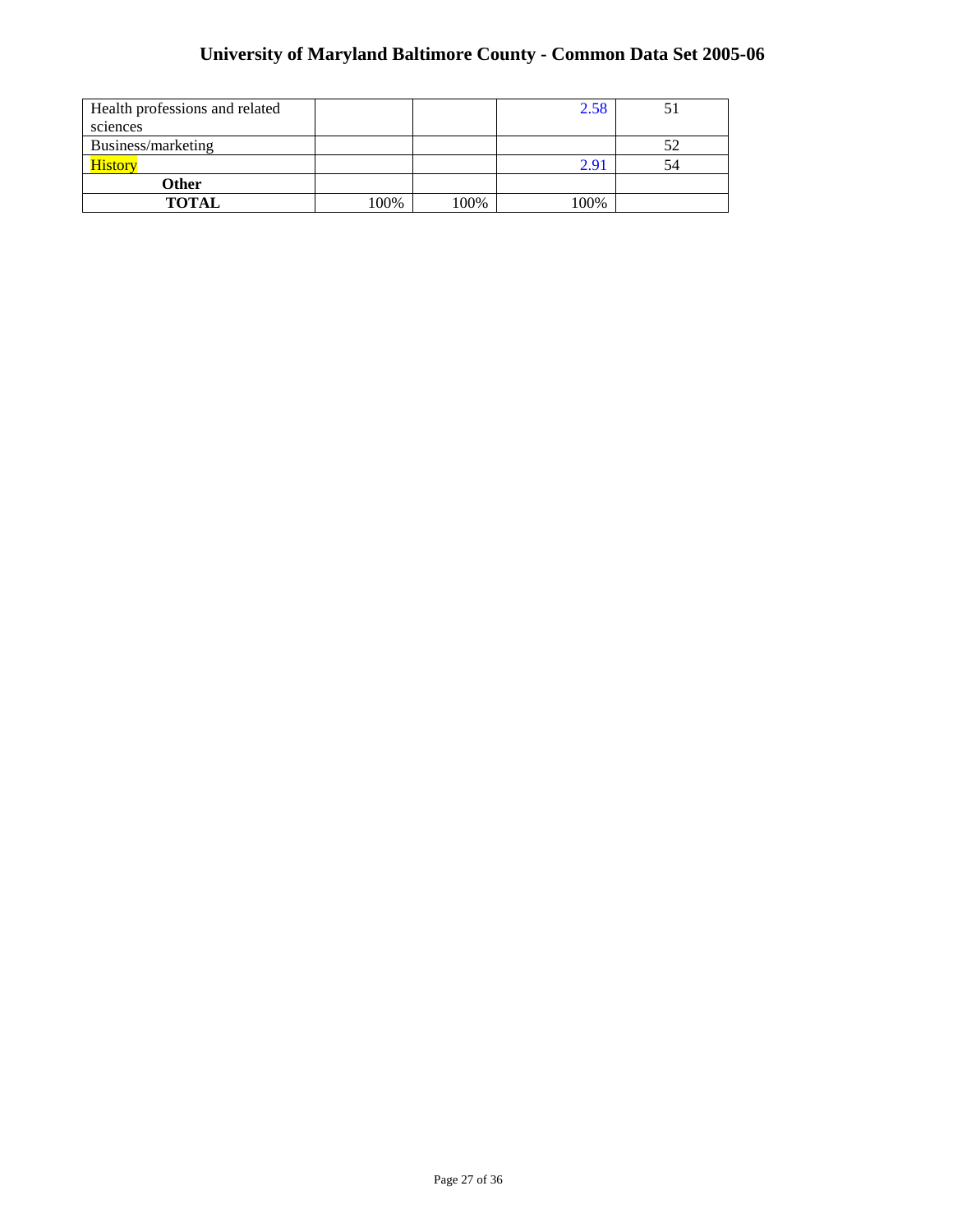| Health professions and related sciences | | | 2.58 | 51 |
|---|---|---|---|---|
| Business/marketing | | | | 52 |
| History | | | 2.91 | 54 |
| **Other** | | | | |
| **TOTAL** | 100% | 100% | 100% | |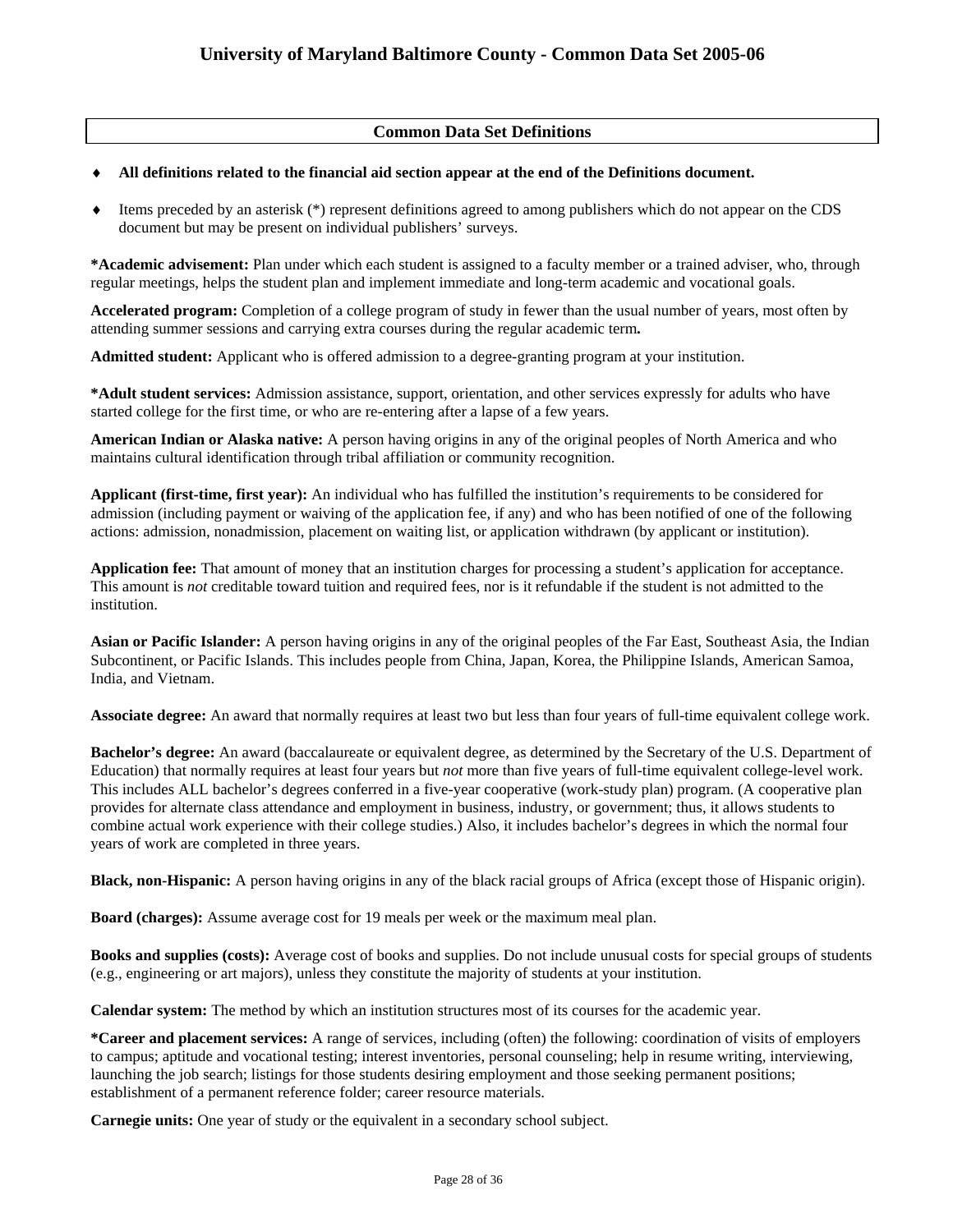## Common Data Set Definitions

- **All definitions related to the financial aid section appear at the end of the Definitions document.**
- Items preceded by an asterisk (*) represent definitions agreed to among publishers which do not appear on the CDS document but may be present on individual publishers' surveys.

**\*Academic advisement:** Plan under which each student is assigned to a faculty member or a trained adviser, who, through regular meetings, helps the student plan and implement immediate and long-term academic and vocational goals.

**Accelerated program:** Completion of a college program of study in fewer than the usual number of years, most often by attending summer sessions and carrying extra courses during the regular academic term**.**

**Admitted student:** Applicant who is offered admission to a degree-granting program at your institution.

**\*Adult student services:** Admission assistance, support, orientation, and other services expressly for adults who have started college for the first time, or who are re-entering after a lapse of a few years.

**American Indian or Alaska native:** A person having origins in any of the original peoples of North America and who maintains cultural identification through tribal affiliation or community recognition.

**Applicant (first-time, first year):** An individual who has fulfilled the institution's requirements to be considered for admission (including payment or waiving of the application fee, if any) and who has been notified of one of the following actions: admission, nonadmission, placement on waiting list, or application withdrawn (by applicant or institution).

**Application fee:** That amount of money that an institution charges for processing a student's application for acceptance. This amount is *not* creditable toward tuition and required fees, nor is it refundable if the student is not admitted to the institution.

**Asian or Pacific Islander:** A person having origins in any of the original peoples of the Far East, Southeast Asia, the Indian Subcontinent, or Pacific Islands. This includes people from China, Japan, Korea, the Philippine Islands, American Samoa, India, and Vietnam.

**Associate degree:** An award that normally requires at least two but less than four years of full-time equivalent college work.

**Bachelor's degree:** An award (baccalaureate or equivalent degree, as determined by the Secretary of the U.S. Department of Education) that normally requires at least four years but *not* more than five years of full-time equivalent college-level work. This includes ALL bachelor's degrees conferred in a five-year cooperative (work-study plan) program. (A cooperative plan provides for alternate class attendance and employment in business, industry, or government; thus, it allows students to combine actual work experience with their college studies.) Also, it includes bachelor's degrees in which the normal four years of work are completed in three years.

**Black, non-Hispanic:** A person having origins in any of the black racial groups of Africa (except those of Hispanic origin).

**Board (charges):** Assume average cost for 19 meals per week or the maximum meal plan.

**Books and supplies (costs):** Average cost of books and supplies. Do not include unusual costs for special groups of students (e.g., engineering or art majors), unless they constitute the majority of students at your institution.

**Calendar system:** The method by which an institution structures most of its courses for the academic year.

**\*Career and placement services:** A range of services, including (often) the following: coordination of visits of employers to campus; aptitude and vocational testing; interest inventories, personal counseling; help in resume writing, interviewing, launching the job search; listings for those students desiring employment and those seeking permanent positions; establishment of a permanent reference folder; career resource materials.

**Carnegie units:** One year of study or the equivalent in a secondary school subject.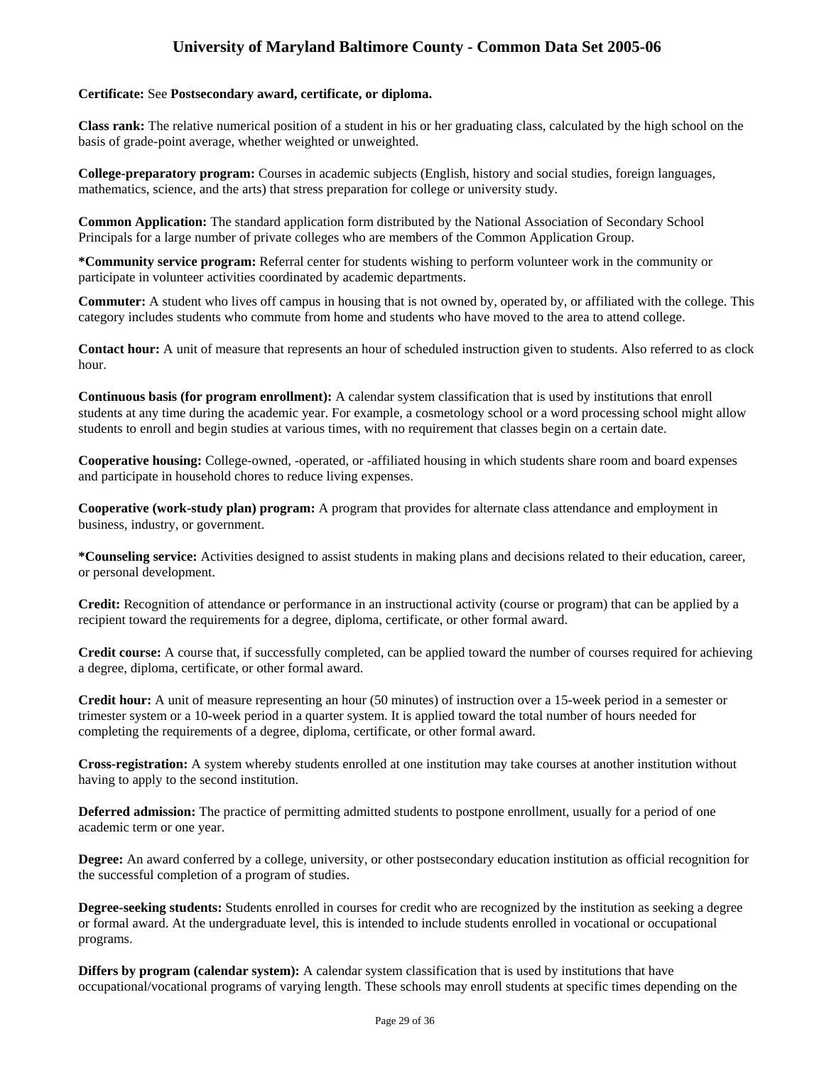**Certificate:** See **Postsecondary award, certificate, or diploma.**

**Class rank:** The relative numerical position of a student in his or her graduating class, calculated by the high school on the basis of grade-point average, whether weighted or unweighted.

**College-preparatory program:** Courses in academic subjects (English, history and social studies, foreign languages, mathematics, science, and the arts) that stress preparation for college or university study.

**Common Application:** The standard application form distributed by the National Association of Secondary School Principals for a large number of private colleges who are members of the Common Application Group.

***Community service program:** Referral center for students wishing to perform volunteer work in the community or participate in volunteer activities coordinated by academic departments.

**Commuter:** A student who lives off campus in housing that is not owned by, operated by, or affiliated with the college. This category includes students who commute from home and students who have moved to the area to attend college.

**Contact hour:** A unit of measure that represents an hour of scheduled instruction given to students. Also referred to as clock hour.

**Continuous basis (for program enrollment):** A calendar system classification that is used by institutions that enroll students at any time during the academic year. For example, a cosmetology school or a word processing school might allow students to enroll and begin studies at various times, with no requirement that classes begin on a certain date.

**Cooperative housing:** College-owned, -operated, or -affiliated housing in which students share room and board expenses and participate in household chores to reduce living expenses.

**Cooperative (work-study plan) program:** A program that provides for alternate class attendance and employment in business, industry, or government.

***Counseling service:** Activities designed to assist students in making plans and decisions related to their education, career, or personal development.

**Credit:** Recognition of attendance or performance in an instructional activity (course or program) that can be applied by a recipient toward the requirements for a degree, diploma, certificate, or other formal award.

**Credit course:** A course that, if successfully completed, can be applied toward the number of courses required for achieving a degree, diploma, certificate, or other formal award.

**Credit hour:** A unit of measure representing an hour (50 minutes) of instruction over a 15-week period in a semester or trimester system or a 10-week period in a quarter system. It is applied toward the total number of hours needed for completing the requirements of a degree, diploma, certificate, or other formal award.

**Cross-registration:** A system whereby students enrolled at one institution may take courses at another institution without having to apply to the second institution.

**Deferred admission:** The practice of permitting admitted students to postpone enrollment, usually for a period of one academic term or one year.

**Degree:** An award conferred by a college, university, or other postsecondary education institution as official recognition for the successful completion of a program of studies.

**Degree-seeking students:** Students enrolled in courses for credit who are recognized by the institution as seeking a degree or formal award. At the undergraduate level, this is intended to include students enrolled in vocational or occupational programs.

**Differs by program (calendar system):** A calendar system classification that is used by institutions that have occupational/vocational programs of varying length. These schools may enroll students at specific times depending on the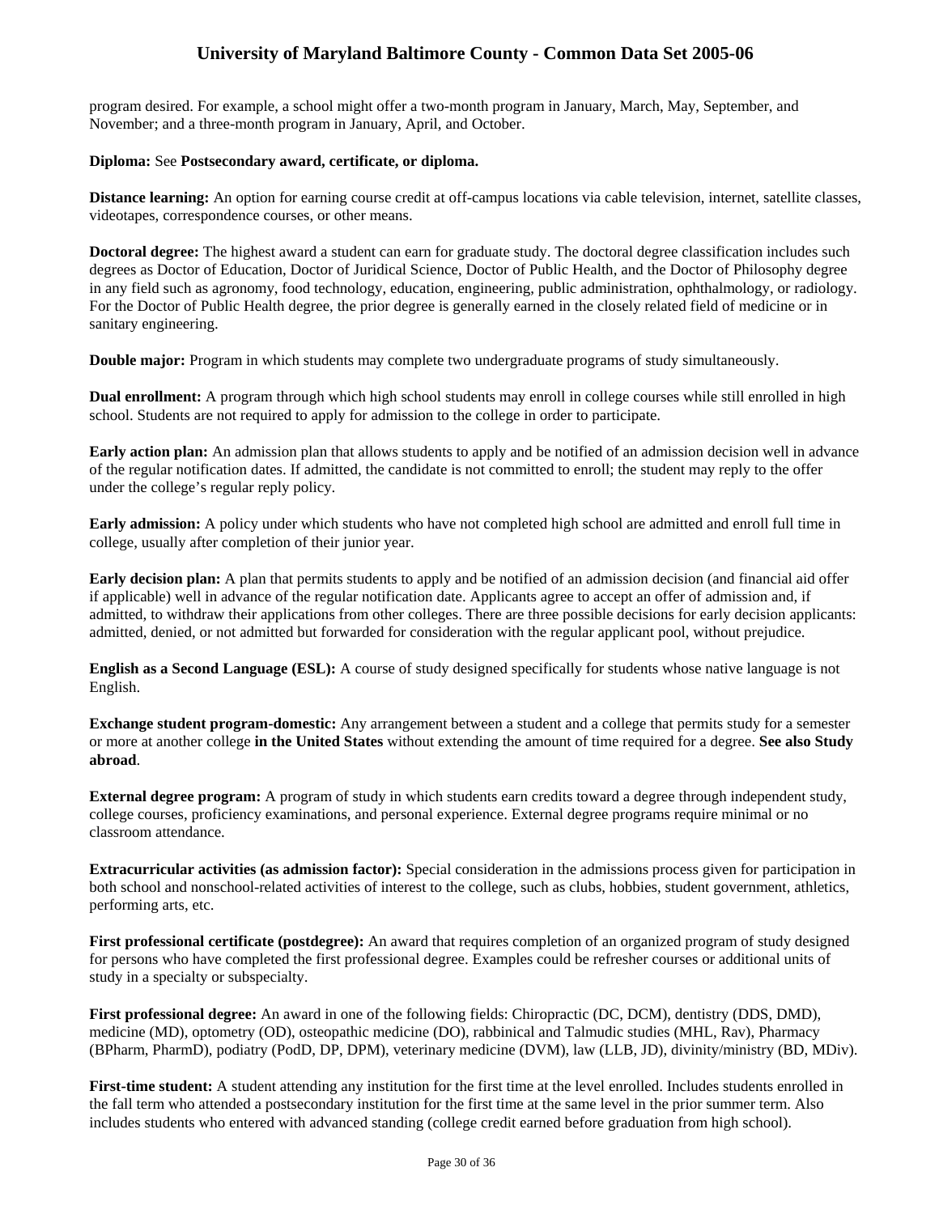program desired. For example, a school might offer a two-month program in January, March, May, September, and November; and a three-month program in January, April, and October.

**Diploma:** See **Postsecondary award, certificate, or diploma.**

**Distance learning:** An option for earning course credit at off-campus locations via cable television, internet, satellite classes, videotapes, correspondence courses, or other means.

**Doctoral degree:** The highest award a student can earn for graduate study. The doctoral degree classification includes such degrees as Doctor of Education, Doctor of Juridical Science, Doctor of Public Health, and the Doctor of Philosophy degree in any field such as agronomy, food technology, education, engineering, public administration, ophthalmology, or radiology. For the Doctor of Public Health degree, the prior degree is generally earned in the closely related field of medicine or in sanitary engineering.

**Double major:** Program in which students may complete two undergraduate programs of study simultaneously.

**Dual enrollment:** A program through which high school students may enroll in college courses while still enrolled in high school. Students are not required to apply for admission to the college in order to participate.

**Early action plan:** An admission plan that allows students to apply and be notified of an admission decision well in advance of the regular notification dates. If admitted, the candidate is not committed to enroll; the student may reply to the offer under the college's regular reply policy.

**Early admission:** A policy under which students who have not completed high school are admitted and enroll full time in college, usually after completion of their junior year.

**Early decision plan:** A plan that permits students to apply and be notified of an admission decision (and financial aid offer if applicable) well in advance of the regular notification date. Applicants agree to accept an offer of admission and, if admitted, to withdraw their applications from other colleges. There are three possible decisions for early decision applicants: admitted, denied, or not admitted but forwarded for consideration with the regular applicant pool, without prejudice.

**English as a Second Language (ESL):** A course of study designed specifically for students whose native language is not English.

**Exchange student program-domestic:** Any arrangement between a student and a college that permits study for a semester or more at another college **in the United States** without extending the amount of time required for a degree. **See also Study abroad**.

**External degree program:** A program of study in which students earn credits toward a degree through independent study, college courses, proficiency examinations, and personal experience. External degree programs require minimal or no classroom attendance.

**Extracurricular activities (as admission factor):** Special consideration in the admissions process given for participation in both school and nonschool-related activities of interest to the college, such as clubs, hobbies, student government, athletics, performing arts, etc.

**First professional certificate (postdegree):** An award that requires completion of an organized program of study designed for persons who have completed the first professional degree. Examples could be refresher courses or additional units of study in a specialty or subspecialty.

**First professional degree:** An award in one of the following fields: Chiropractic (DC, DCM), dentistry (DDS, DMD), medicine (MD), optometry (OD), osteopathic medicine (DO), rabbinical and Talmudic studies (MHL, Rav), Pharmacy (BPharm, PharmD), podiatry (PodD, DP, DPM), veterinary medicine (DVM), law (LLB, JD), divinity/ministry (BD, MDiv).

**First-time student:** A student attending any institution for the first time at the level enrolled. Includes students enrolled in the fall term who attended a postsecondary institution for the first time at the same level in the prior summer term. Also includes students who entered with advanced standing (college credit earned before graduation from high school).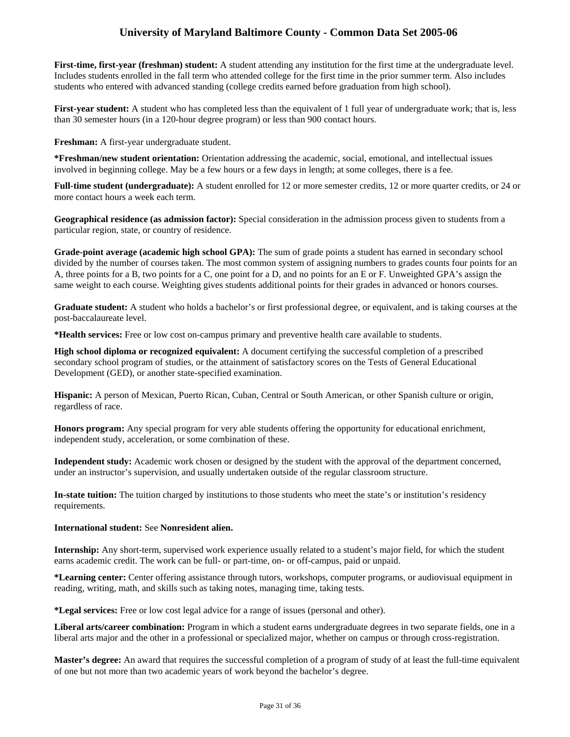**First-time, first-year (freshman) student:** A student attending any institution for the first time at the undergraduate level. Includes students enrolled in the fall term who attended college for the first time in the prior summer term. Also includes students who entered with advanced standing (college credits earned before graduation from high school).

**First-year student:** A student who has completed less than the equivalent of 1 full year of undergraduate work; that is, less than 30 semester hours (in a 120-hour degree program) or less than 900 contact hours.

**Freshman:** A first-year undergraduate student.

**\*Freshman/new student orientation:** Orientation addressing the academic, social, emotional, and intellectual issues involved in beginning college. May be a few hours or a few days in length; at some colleges, there is a fee.

**Full-time student (undergraduate):** A student enrolled for 12 or more semester credits, 12 or more quarter credits, or 24 or more contact hours a week each term.

**Geographical residence (as admission factor):** Special consideration in the admission process given to students from a particular region, state, or country of residence.

**Grade-point average (academic high school GPA):** The sum of grade points a student has earned in secondary school divided by the number of courses taken. The most common system of assigning numbers to grades counts four points for an A, three points for a B, two points for a C, one point for a D, and no points for an E or F. Unweighted GPA's assign the same weight to each course. Weighting gives students additional points for their grades in advanced or honors courses.

**Graduate student:** A student who holds a bachelor's or first professional degree, or equivalent, and is taking courses at the post-baccalaureate level.

**\*Health services:** Free or low cost on-campus primary and preventive health care available to students.

**High school diploma or recognized equivalent:** A document certifying the successful completion of a prescribed secondary school program of studies, or the attainment of satisfactory scores on the Tests of General Educational Development (GED), or another state-specified examination.

**Hispanic:** A person of Mexican, Puerto Rican, Cuban, Central or South American, or other Spanish culture or origin, regardless of race.

**Honors program:** Any special program for very able students offering the opportunity for educational enrichment, independent study, acceleration, or some combination of these.

**Independent study:** Academic work chosen or designed by the student with the approval of the department concerned, under an instructor's supervision, and usually undertaken outside of the regular classroom structure.

**In-state tuition:** The tuition charged by institutions to those students who meet the state's or institution's residency requirements.

**International student:** See **Nonresident alien.**

**Internship:** Any short-term, supervised work experience usually related to a student's major field, for which the student earns academic credit. The work can be full- or part-time, on- or off-campus, paid or unpaid.

**\*Learning center:** Center offering assistance through tutors, workshops, computer programs, or audiovisual equipment in reading, writing, math, and skills such as taking notes, managing time, taking tests.

**\*Legal services:** Free or low cost legal advice for a range of issues (personal and other).

**Liberal arts/career combination:** Program in which a student earns undergraduate degrees in two separate fields, one in a liberal arts major and the other in a professional or specialized major, whether on campus or through cross-registration.

**Master's degree:** An award that requires the successful completion of a program of study of at least the full-time equivalent of one but not more than two academic years of work beyond the bachelor's degree.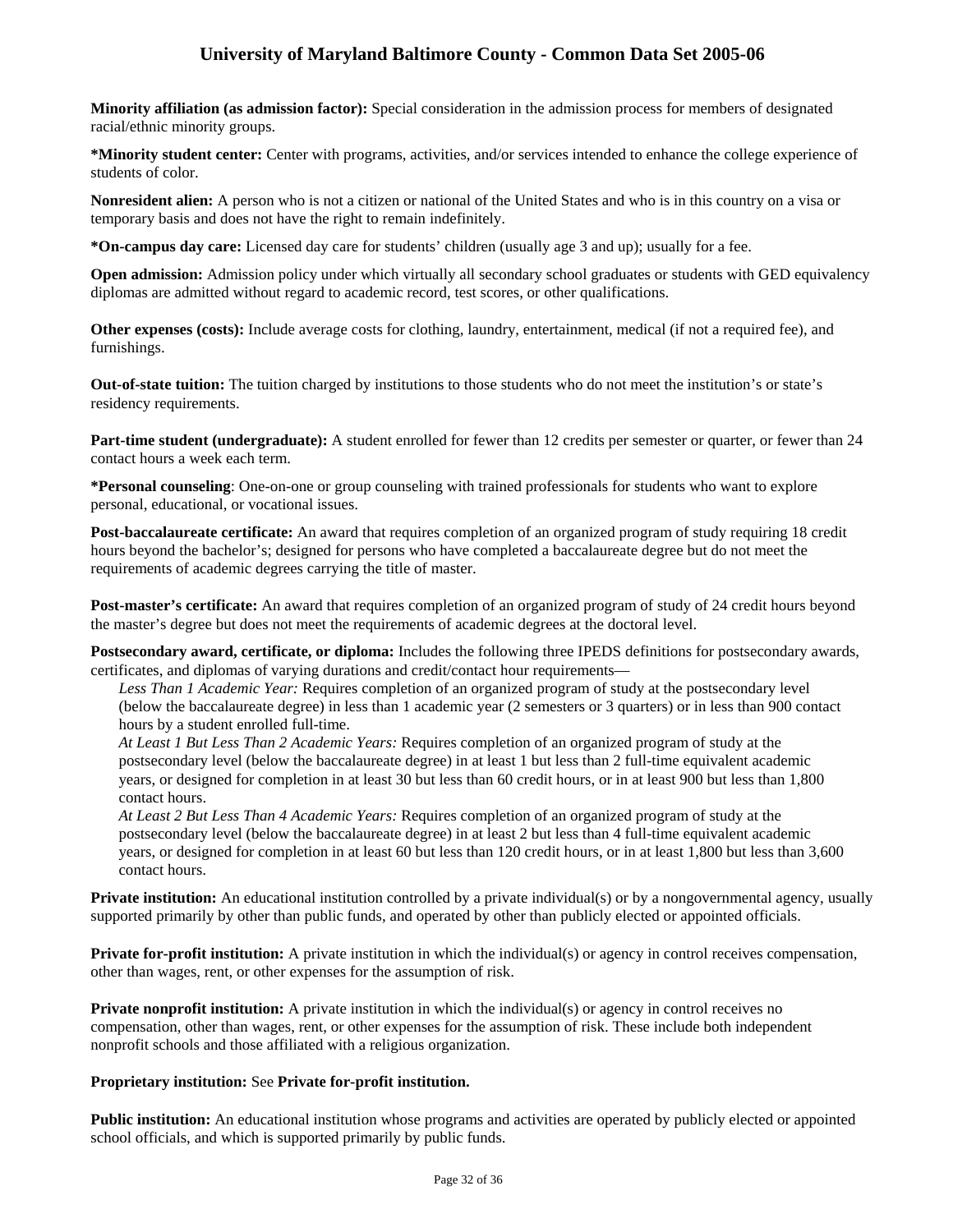**Minority affiliation (as admission factor):** Special consideration in the admission process for members of designated racial/ethnic minority groups.

***Minority student center:** Center with programs, activities, and/or services intended to enhance the college experience of students of color.

**Nonresident alien:** A person who is not a citizen or national of the United States and who is in this country on a visa or temporary basis and does not have the right to remain indefinitely.

***On-campus day care:** Licensed day care for students' children (usually age 3 and up); usually for a fee.

**Open admission:** Admission policy under which virtually all secondary school graduates or students with GED equivalency diplomas are admitted without regard to academic record, test scores, or other qualifications.

**Other expenses (costs):** Include average costs for clothing, laundry, entertainment, medical (if not a required fee), and furnishings.

**Out-of-state tuition:** The tuition charged by institutions to those students who do not meet the institution's or state's residency requirements.

**Part-time student (undergraduate):** A student enrolled for fewer than 12 credits per semester or quarter, or fewer than 24 contact hours a week each term.

***Personal counseling**: One-on-one or group counseling with trained professionals for students who want to explore personal, educational, or vocational issues.

**Post-baccalaureate certificate:** An award that requires completion of an organized program of study requiring 18 credit hours beyond the bachelor's; designed for persons who have completed a baccalaureate degree but do not meet the requirements of academic degrees carrying the title of master.

**Post-master's certificate:** An award that requires completion of an organized program of study of 24 credit hours beyond the master's degree but does not meet the requirements of academic degrees at the doctoral level.

**Postsecondary award, certificate, or diploma:** Includes the following three IPEDS definitions for postsecondary awards, certificates, and diplomas of varying durations and credit/contact hour requirements—

*Less Than 1 Academic Year:* Requires completion of an organized program of study at the postsecondary level (below the baccalaureate degree) in less than 1 academic year (2 semesters or 3 quarters) or in less than 900 contact hours by a student enrolled full-time.

*At Least 1 But Less Than 2 Academic Years:* Requires completion of an organized program of study at the postsecondary level (below the baccalaureate degree) in at least 1 but less than 2 full-time equivalent academic years, or designed for completion in at least 30 but less than 60 credit hours, or in at least 900 but less than 1,800 contact hours.

*At Least 2 But Less Than 4 Academic Years:* Requires completion of an organized program of study at the postsecondary level (below the baccalaureate degree) in at least 2 but less than 4 full-time equivalent academic years, or designed for completion in at least 60 but less than 120 credit hours, or in at least 1,800 but less than 3,600 contact hours.

**Private institution:** An educational institution controlled by a private individual(s) or by a nongovernmental agency, usually supported primarily by other than public funds, and operated by other than publicly elected or appointed officials.

**Private for-profit institution:** A private institution in which the individual(s) or agency in control receives compensation, other than wages, rent, or other expenses for the assumption of risk.

**Private nonprofit institution:** A private institution in which the individual(s) or agency in control receives no compensation, other than wages, rent, or other expenses for the assumption of risk. These include both independent nonprofit schools and those affiliated with a religious organization.

**Proprietary institution:** See **Private for-profit institution.**

**Public institution:** An educational institution whose programs and activities are operated by publicly elected or appointed school officials, and which is supported primarily by public funds.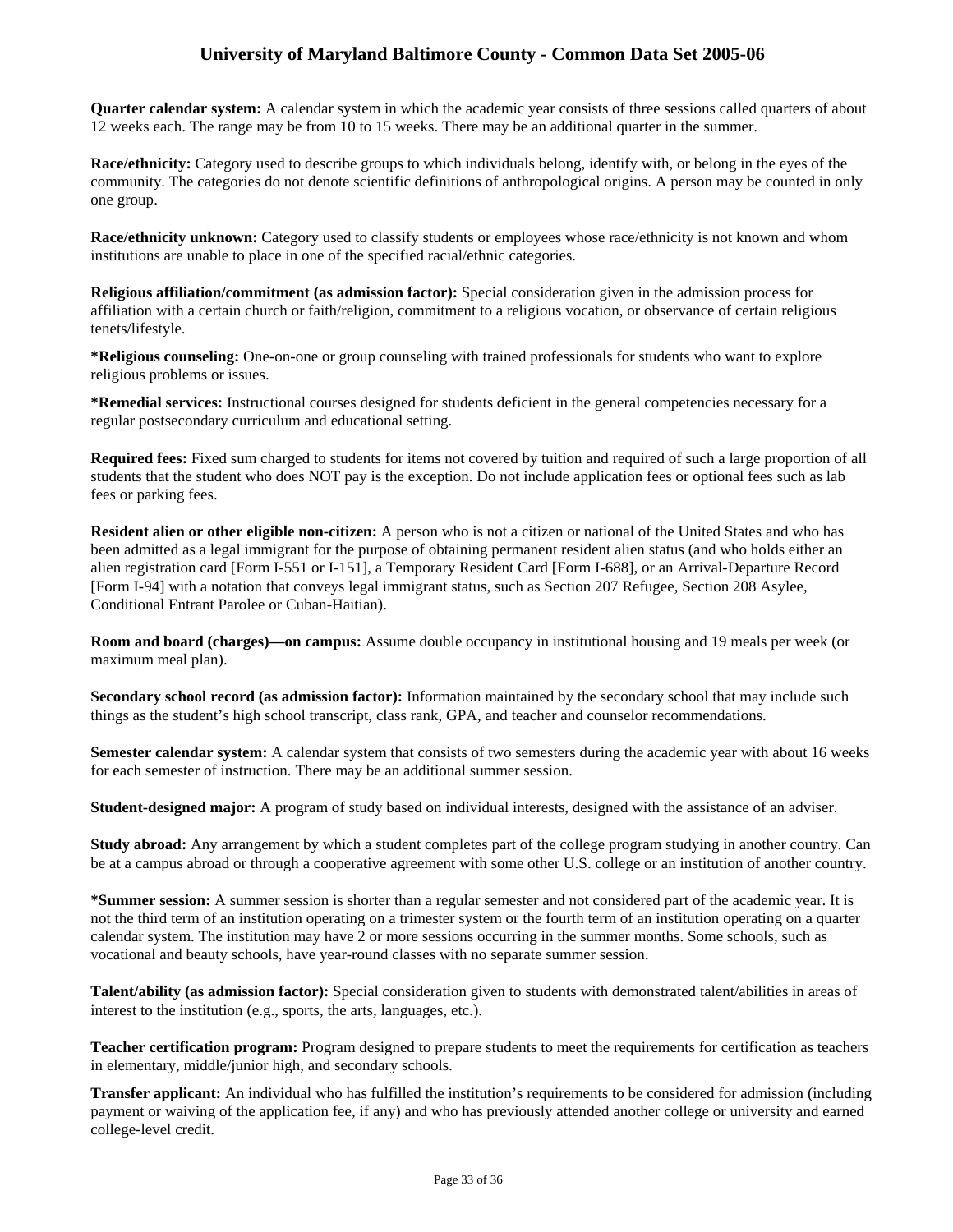**Quarter calendar system:** A calendar system in which the academic year consists of three sessions called quarters of about 12 weeks each. The range may be from 10 to 15 weeks. There may be an additional quarter in the summer.

**Race/ethnicity:** Category used to describe groups to which individuals belong, identify with, or belong in the eyes of the community. The categories do not denote scientific definitions of anthropological origins. A person may be counted in only one group.

**Race/ethnicity unknown:** Category used to classify students or employees whose race/ethnicity is not known and whom institutions are unable to place in one of the specified racial/ethnic categories.

**Religious affiliation/commitment (as admission factor):** Special consideration given in the admission process for affiliation with a certain church or faith/religion, commitment to a religious vocation, or observance of certain religious tenets/lifestyle.

***Religious counseling:** One-on-one or group counseling with trained professionals for students who want to explore religious problems or issues.

***Remedial services:** Instructional courses designed for students deficient in the general competencies necessary for a regular postsecondary curriculum and educational setting.

**Required fees:** Fixed sum charged to students for items not covered by tuition and required of such a large proportion of all students that the student who does NOT pay is the exception. Do not include application fees or optional fees such as lab fees or parking fees.

**Resident alien or other eligible non-citizen:** A person who is not a citizen or national of the United States and who has been admitted as a legal immigrant for the purpose of obtaining permanent resident alien status (and who holds either an alien registration card [Form I-551 or I-151], a Temporary Resident Card [Form I-688], or an Arrival-Departure Record [Form I-94] with a notation that conveys legal immigrant status, such as Section 207 Refugee, Section 208 Asylee, Conditional Entrant Parolee or Cuban-Haitian).

**Room and board (charges)—on campus:** Assume double occupancy in institutional housing and 19 meals per week (or maximum meal plan).

**Secondary school record (as admission factor):** Information maintained by the secondary school that may include such things as the student's high school transcript, class rank, GPA, and teacher and counselor recommendations.

**Semester calendar system:** A calendar system that consists of two semesters during the academic year with about 16 weeks for each semester of instruction. There may be an additional summer session.

**Student-designed major:** A program of study based on individual interests, designed with the assistance of an adviser.

**Study abroad:** Any arrangement by which a student completes part of the college program studying in another country. Can be at a campus abroad or through a cooperative agreement with some other U.S. college or an institution of another country.

***Summer session:** A summer session is shorter than a regular semester and not considered part of the academic year. It is not the third term of an institution operating on a trimester system or the fourth term of an institution operating on a quarter calendar system. The institution may have 2 or more sessions occurring in the summer months. Some schools, such as vocational and beauty schools, have year-round classes with no separate summer session.

**Talent/ability (as admission factor):** Special consideration given to students with demonstrated talent/abilities in areas of interest to the institution (e.g., sports, the arts, languages, etc.).

**Teacher certification program:** Program designed to prepare students to meet the requirements for certification as teachers in elementary, middle/junior high, and secondary schools.

**Transfer applicant:** An individual who has fulfilled the institution's requirements to be considered for admission (including payment or waiving of the application fee, if any) and who has previously attended another college or university and earned college-level credit.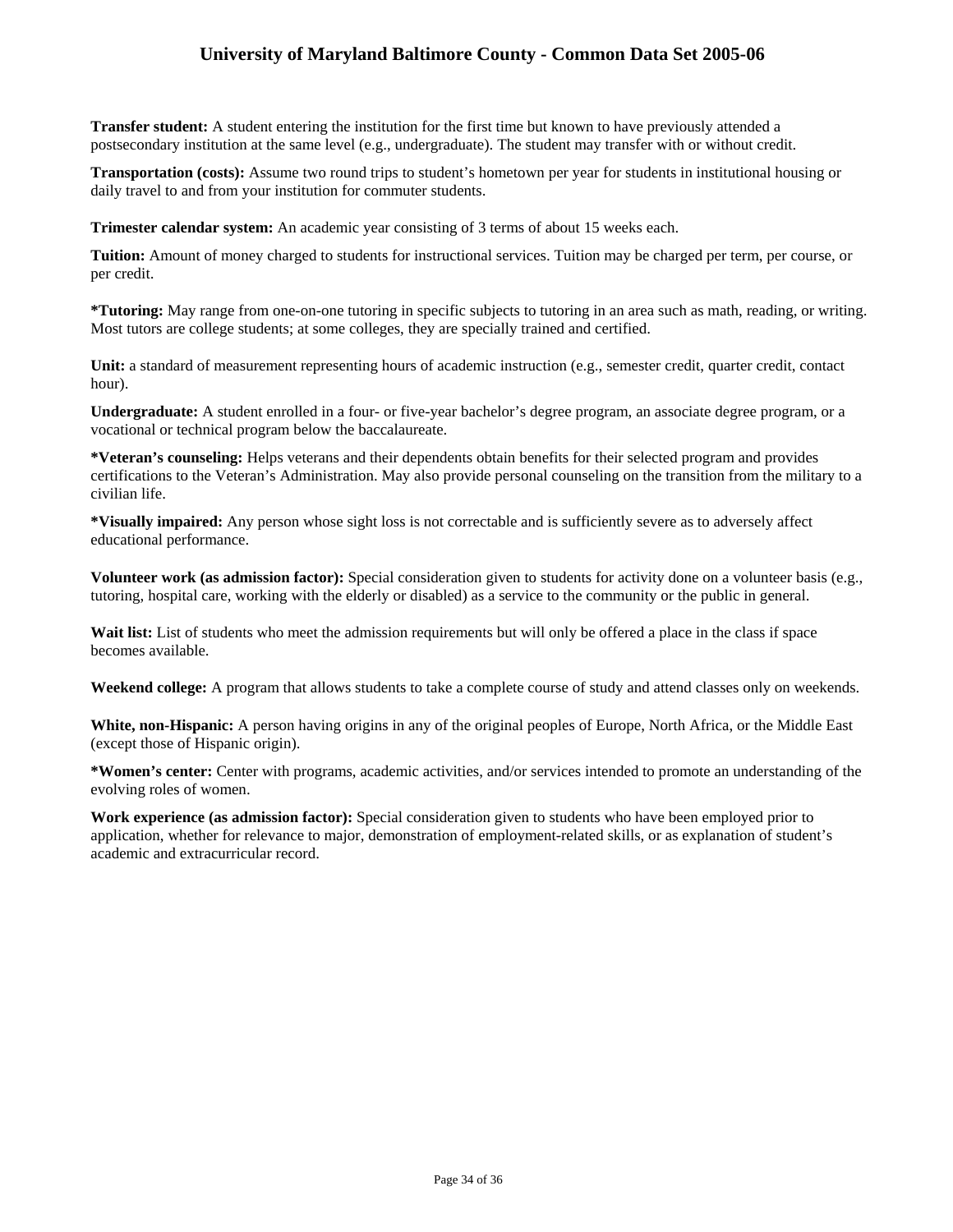**Transfer student:** A student entering the institution for the first time but known to have previously attended a postsecondary institution at the same level (e.g., undergraduate). The student may transfer with or without credit.

**Transportation (costs):** Assume two round trips to student's hometown per year for students in institutional housing or daily travel to and from your institution for commuter students.

**Trimester calendar system:** An academic year consisting of 3 terms of about 15 weeks each.

**Tuition:** Amount of money charged to students for instructional services. Tuition may be charged per term, per course, or per credit.

**\*Tutoring:** May range from one-on-one tutoring in specific subjects to tutoring in an area such as math, reading, or writing. Most tutors are college students; at some colleges, they are specially trained and certified.

**Unit:** a standard of measurement representing hours of academic instruction (e.g., semester credit, quarter credit, contact hour).

**Undergraduate:** A student enrolled in a four- or five-year bachelor's degree program, an associate degree program, or a vocational or technical program below the baccalaureate.

**\*Veteran's counseling:** Helps veterans and their dependents obtain benefits for their selected program and provides certifications to the Veteran's Administration. May also provide personal counseling on the transition from the military to a civilian life.

**\*Visually impaired:** Any person whose sight loss is not correctable and is sufficiently severe as to adversely affect educational performance.

**Volunteer work (as admission factor):** Special consideration given to students for activity done on a volunteer basis (e.g., tutoring, hospital care, working with the elderly or disabled) as a service to the community or the public in general.

**Wait list:** List of students who meet the admission requirements but will only be offered a place in the class if space becomes available.

**Weekend college:** A program that allows students to take a complete course of study and attend classes only on weekends.

**White, non-Hispanic:** A person having origins in any of the original peoples of Europe, North Africa, or the Middle East (except those of Hispanic origin).

**\*Women's center:** Center with programs, academic activities, and/or services intended to promote an understanding of the evolving roles of women.

**Work experience (as admission factor):** Special consideration given to students who have been employed prior to application, whether for relevance to major, demonstration of employment-related skills, or as explanation of student's academic and extracurricular record.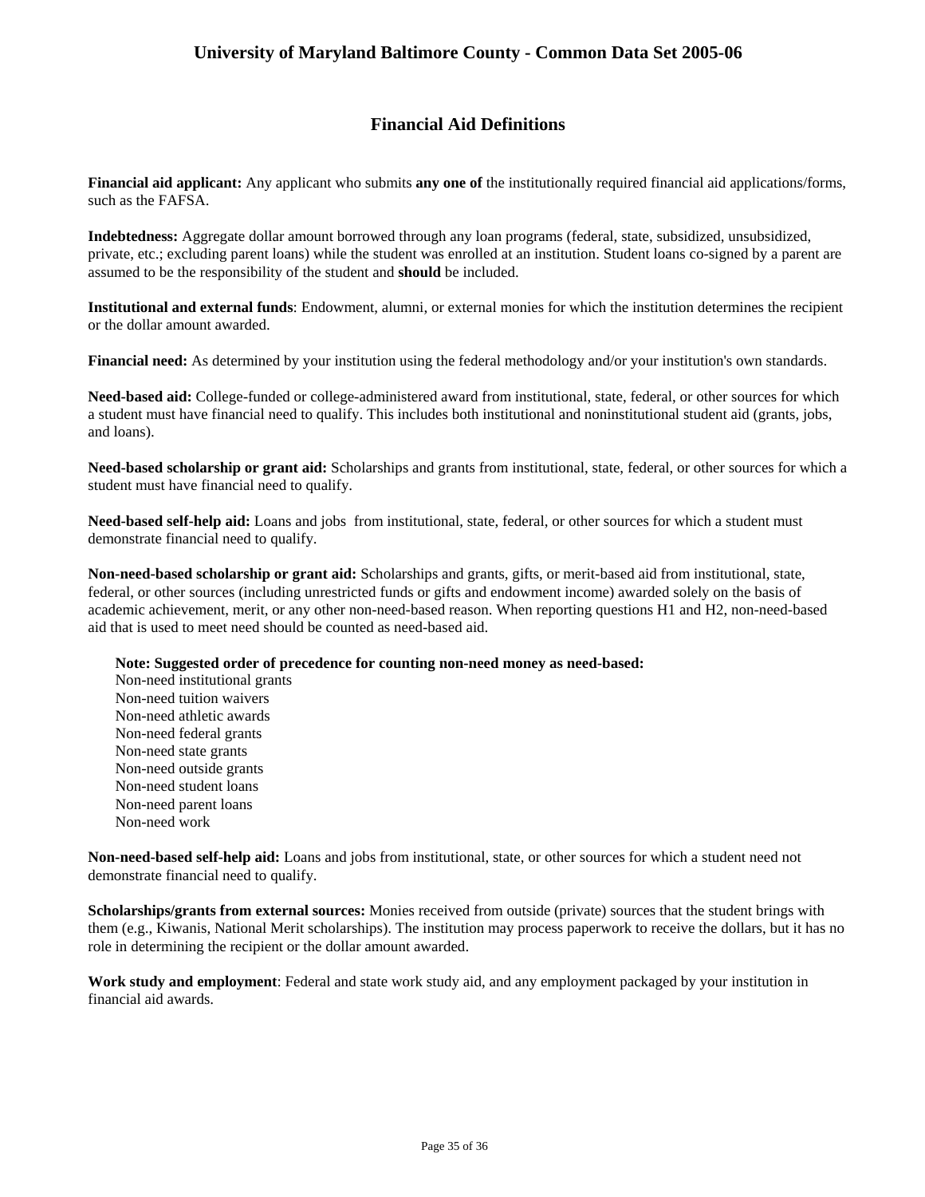## Financial Aid Definitions

**Financial aid applicant:** Any applicant who submits **any one of** the institutionally required financial aid applications/forms, such as the FAFSA.

**Indebtedness:** Aggregate dollar amount borrowed through any loan programs (federal, state, subsidized, unsubsidized, private, etc.; excluding parent loans) while the student was enrolled at an institution. Student loans co-signed by a parent are assumed to be the responsibility of the student and **should** be included.

**Institutional and external funds**: Endowment, alumni, or external monies for which the institution determines the recipient or the dollar amount awarded.

**Financial need:** As determined by your institution using the federal methodology and/or your institution's own standards.

**Need-based aid:** College-funded or college-administered award from institutional, state, federal, or other sources for which a student must have financial need to qualify. This includes both institutional and noninstitutional student aid (grants, jobs, and loans).

**Need-based scholarship or grant aid:** Scholarships and grants from institutional, state, federal, or other sources for which a student must have financial need to qualify.

**Need-based self-help aid:** Loans and jobs from institutional, state, federal, or other sources for which a student must demonstrate financial need to qualify.

**Non-need-based scholarship or grant aid:** Scholarships and grants, gifts, or merit-based aid from institutional, state, federal, or other sources (including unrestricted funds or gifts and endowment income) awarded solely on the basis of academic achievement, merit, or any other non-need-based reason. When reporting questions H1 and H2, non-need-based aid that is used to meet need should be counted as need-based aid.

**Note: Suggested order of precedence for counting non-need money as need-based:**
Non-need institutional grants
Non-need tuition waivers
Non-need athletic awards
Non-need federal grants
Non-need state grants
Non-need outside grants
Non-need student loans
Non-need parent loans
Non-need work

**Non-need-based self-help aid:** Loans and jobs from institutional, state, or other sources for which a student need not demonstrate financial need to qualify.

**Scholarships/grants from external sources:** Monies received from outside (private) sources that the student brings with them (e.g., Kiwanis, National Merit scholarships). The institution may process paperwork to receive the dollars, but it has no role in determining the recipient or the dollar amount awarded.

**Work study and employment**: Federal and state work study aid, and any employment packaged by your institution in financial aid awards.